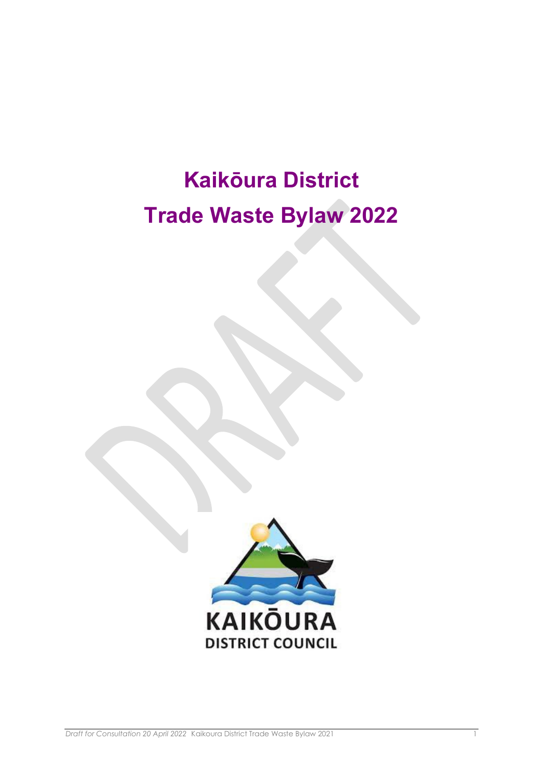# Kaikōura District
# Trade Waste Bylaw 2022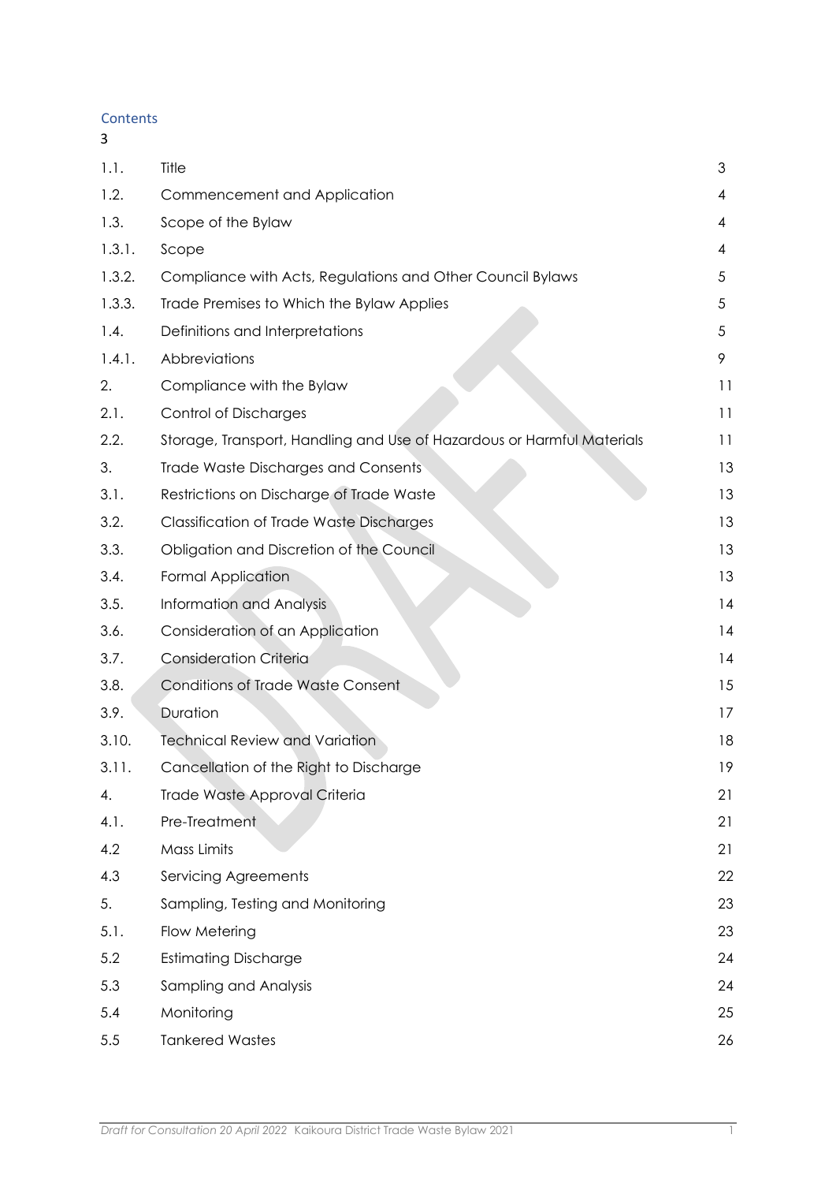## Contents

3

| | | |
|---|---|---|
| 1.1. | Title | 3 |
| 1.2. | Commencement and Application | 4 |
| 1.3. | Scope of the Bylaw | 4 |
| 1.3.1. | Scope | 4 |
| 1.3.2. | Compliance with Acts, Regulations and Other Council Bylaws | 5 |
| 1.3.3. | Trade Premises to Which the Bylaw Applies | 5 |
| 1.4. | Definitions and Interpretations | 5 |
| 1.4.1. | Abbreviations | 9 |
| 2. | Compliance with the Bylaw | 11 |
| 2.1. | Control of Discharges | 11 |
| 2.2. | Storage, Transport, Handling and Use of Hazardous or Harmful Materials | 11 |
| 3. | Trade Waste Discharges and Consents | 13 |
| 3.1. | Restrictions on Discharge of Trade Waste | 13 |
| 3.2. | Classification of Trade Waste Discharges | 13 |
| 3.3. | Obligation and Discretion of the Council | 13 |
| 3.4. | Formal Application | 13 |
| 3.5. | Information and Analysis | 14 |
| 3.6. | Consideration of an Application | 14 |
| 3.7. | Consideration Criteria | 14 |
| 3.8. | Conditions of Trade Waste Consent | 15 |
| 3.9. | Duration | 17 |
| 3.10. | Technical Review and Variation | 18 |
| 3.11. | Cancellation of the Right to Discharge | 19 |
| 4. | Trade Waste Approval Criteria | 21 |
| 4.1. | Pre-Treatment | 21 |
| 4.2 | Mass Limits | 21 |
| 4.3 | Servicing Agreements | 22 |
| 5. | Sampling, Testing and Monitoring | 23 |
| 5.1. | Flow Metering | 23 |
| 5.2 | Estimating Discharge | 24 |
| 5.3 | Sampling and Analysis | 24 |
| 5.4 | Monitoring | 25 |
| 5.5 | Tankered Wastes | 26 |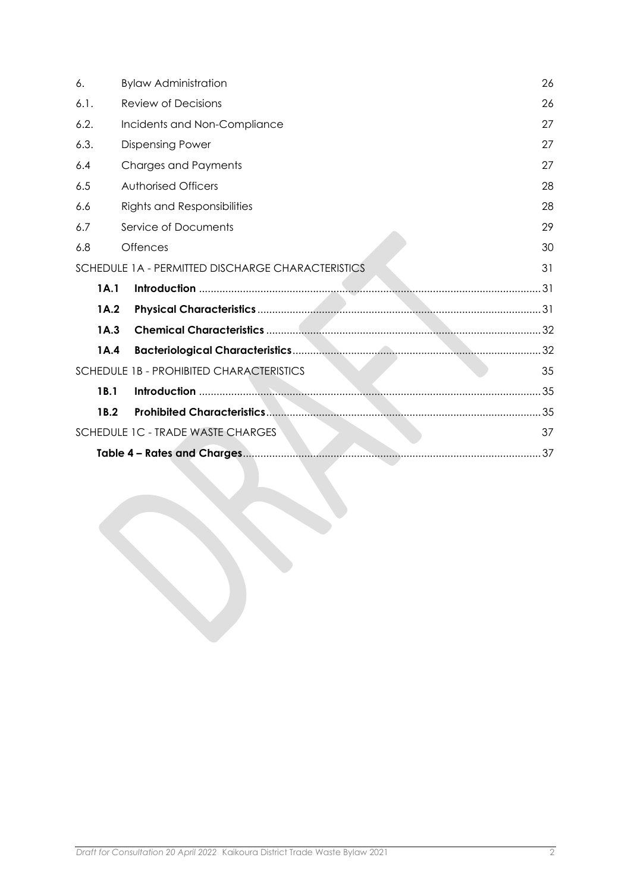| | | |
|---|---|---|
| 6. | Bylaw Administration | 26 |
| 6.1. | Review of Decisions | 26 |
| 6.2. | Incidents and Non-Compliance | 27 |
| 6.3. | Dispensing Power | 27 |
| 6.4 | Charges and Payments | 27 |
| 6.5 | Authorised Officers | 28 |
| 6.6 | Rights and Responsibilities | 28 |
| 6.7 | Service of Documents | 29 |
| 6.8 | Offences | 30 |
| SCHEDULE 1A - PERMITTED DISCHARGE CHARACTERISTICS | | 31 |
| **1A.1** | **Introduction** | 31 |
| **1A.2** | **Physical Characteristics** | 31 |
| **1A.3** | **Chemical Characteristics** | 32 |
| **1A.4** | **Bacteriological Characteristics** | 32 |
| SCHEDULE 1B - PROHIBITED CHARACTERISTICS | | 35 |
| **1B.1** | **Introduction** | 35 |
| **1B.2** | **Prohibited Characteristics** | 35 |
| SCHEDULE 1C - TRADE WASTE CHARGES | | 37 |
| | **Table 4 – Rates and Charges** | 37 |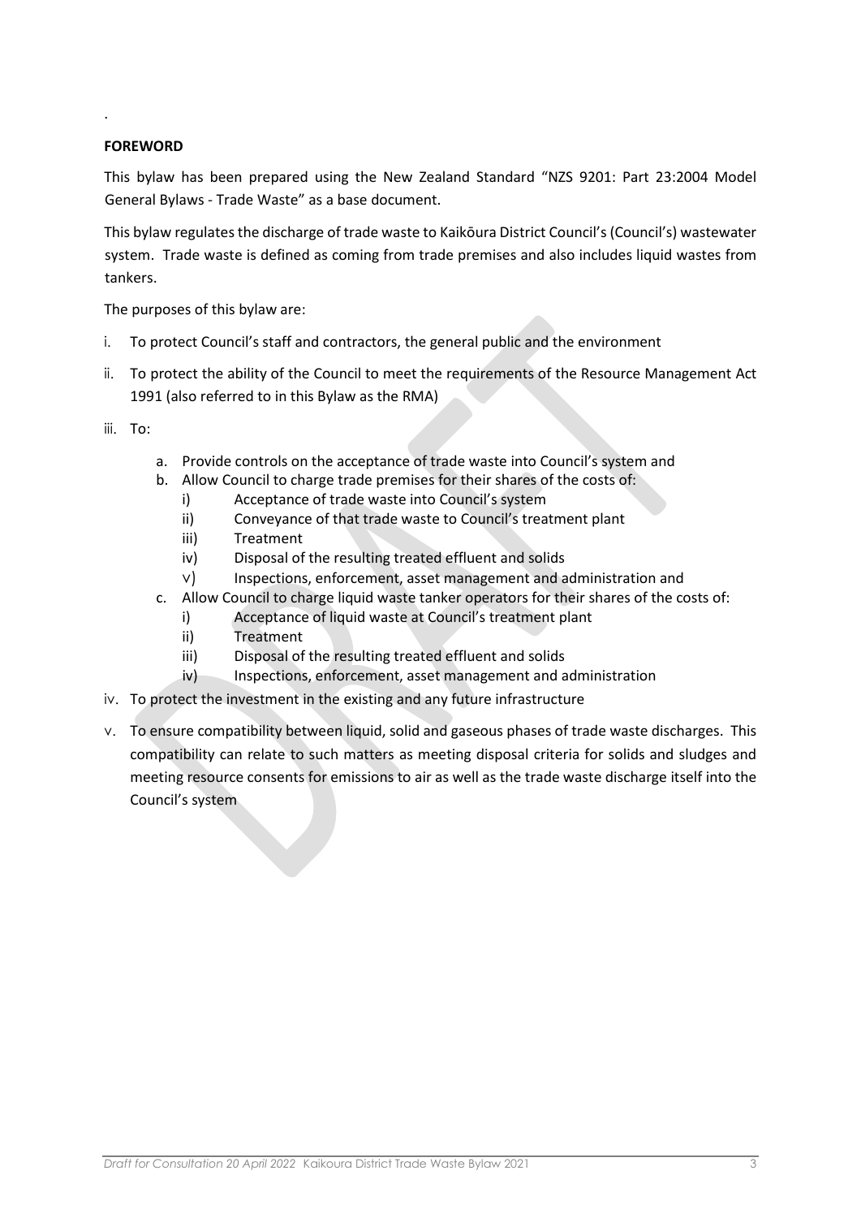.

**FOREWORD**

This bylaw has been prepared using the New Zealand Standard "NZS 9201: Part 23:2004 Model General Bylaws - Trade Waste" as a base document.

This bylaw regulates the discharge of trade waste to Kaikōura District Council's (Council's) wastewater system. Trade waste is defined as coming from trade premises and also includes liquid wastes from tankers.

The purposes of this bylaw are:

i. To protect Council's staff and contractors, the general public and the environment

ii. To protect the ability of the Council to meet the requirements of the Resource Management Act 1991 (also referred to in this Bylaw as the RMA)

iii. To:

   a. Provide controls on the acceptance of trade waste into Council's system and
   b. Allow Council to charge trade premises for their shares of the costs of:
      i) Acceptance of trade waste into Council's system
      ii) Conveyance of that trade waste to Council's treatment plant
      iii) Treatment
      iv) Disposal of the resulting treated effluent and solids
      v) Inspections, enforcement, asset management and administration and
   c. Allow Council to charge liquid waste tanker operators for their shares of the costs of:
      i) Acceptance of liquid waste at Council's treatment plant
      ii) Treatment
      iii) Disposal of the resulting treated effluent and solids
      iv) Inspections, enforcement, asset management and administration

iv. To protect the investment in the existing and any future infrastructure

v. To ensure compatibility between liquid, solid and gaseous phases of trade waste discharges. This compatibility can relate to such matters as meeting disposal criteria for solids and sludges and meeting resource consents for emissions to air as well as the trade waste discharge itself into the Council's system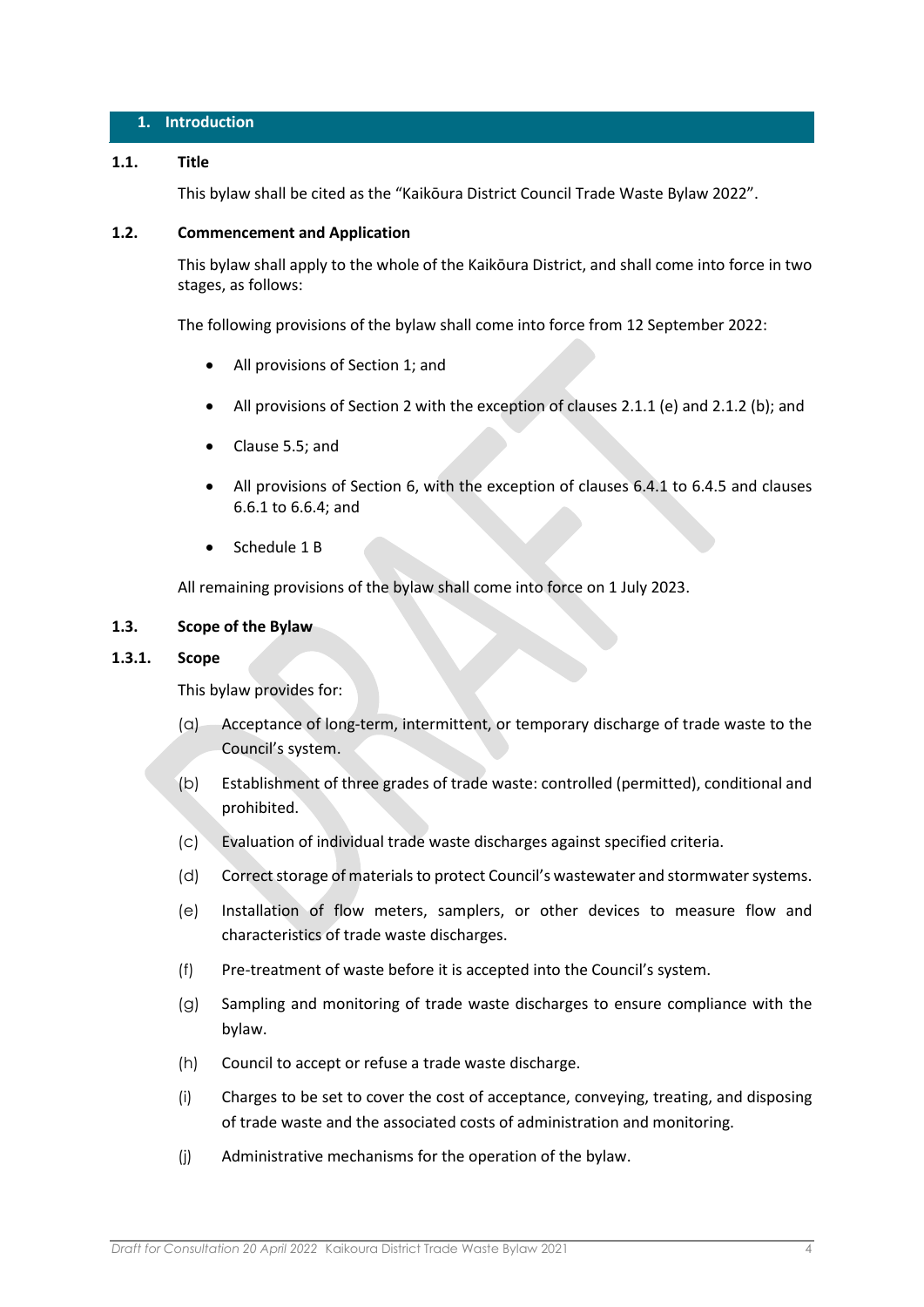## 1. Introduction

### 1.1. Title

This bylaw shall be cited as the "Kaikōura District Council Trade Waste Bylaw 2022".

### 1.2. Commencement and Application

This bylaw shall apply to the whole of the Kaikōura District, and shall come into force in two stages, as follows:

The following provisions of the bylaw shall come into force from 12 September 2022:

- All provisions of Section 1; and
- All provisions of Section 2 with the exception of clauses 2.1.1 (e) and 2.1.2 (b); and
- Clause 5.5; and
- All provisions of Section 6, with the exception of clauses 6.4.1 to 6.4.5 and clauses 6.6.1 to 6.6.4; and
- Schedule 1 B

All remaining provisions of the bylaw shall come into force on 1 July 2023.

### 1.3. Scope of the Bylaw

#### 1.3.1. Scope

This bylaw provides for:

(a) Acceptance of long-term, intermittent, or temporary discharge of trade waste to the Council's system.

(b) Establishment of three grades of trade waste: controlled (permitted), conditional and prohibited.

(c) Evaluation of individual trade waste discharges against specified criteria.

(d) Correct storage of materials to protect Council's wastewater and stormwater systems.

(e) Installation of flow meters, samplers, or other devices to measure flow and characteristics of trade waste discharges.

(f) Pre-treatment of waste before it is accepted into the Council's system.

(g) Sampling and monitoring of trade waste discharges to ensure compliance with the bylaw.

(h) Council to accept or refuse a trade waste discharge.

(i) Charges to be set to cover the cost of acceptance, conveying, treating, and disposing of trade waste and the associated costs of administration and monitoring.

(j) Administrative mechanisms for the operation of the bylaw.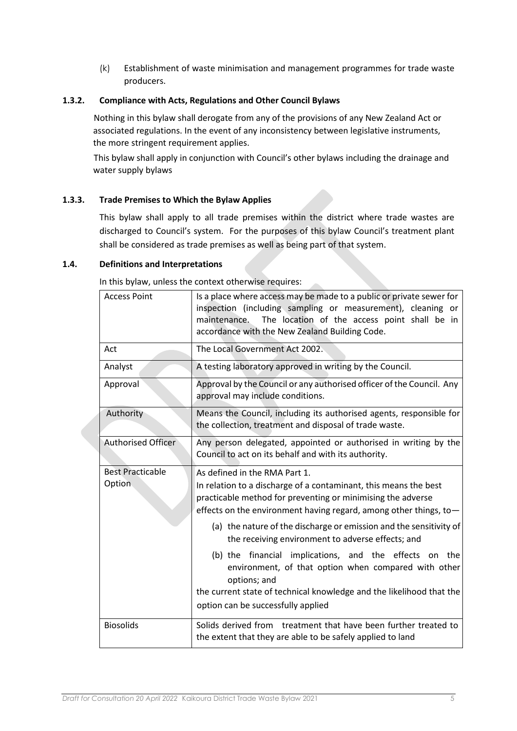(k) Establishment of waste minimisation and management programmes for trade waste producers.

### 1.3.2. Compliance with Acts, Regulations and Other Council Bylaws

Nothing in this bylaw shall derogate from any of the provisions of any New Zealand Act or associated regulations. In the event of any inconsistency between legislative instruments, the more stringent requirement applies.

This bylaw shall apply in conjunction with Council's other bylaws including the drainage and water supply bylaws

### 1.3.3. Trade Premises to Which the Bylaw Applies

This bylaw shall apply to all trade premises within the district where trade wastes are discharged to Council's system. For the purposes of this bylaw Council's treatment plant shall be considered as trade premises as well as being part of that system.

## 1.4. Definitions and Interpretations

In this bylaw, unless the context otherwise requires:

| Term | Definition |
|---|---|
| Access Point | Is a place where access may be made to a public or private sewer for inspection (including sampling or measurement), cleaning or maintenance. The location of the access point shall be in accordance with the New Zealand Building Code. |
| Act | The Local Government Act 2002. |
| Analyst | A testing laboratory approved in writing by the Council. |
| Approval | Approval by the Council or any authorised officer of the Council. Any approval may include conditions. |
| Authority | Means the Council, including its authorised agents, responsible for the collection, treatment and disposal of trade waste. |
| Authorised Officer | Any person delegated, appointed or authorised in writing by the Council to act on its behalf and with its authority. |
| Best Practicable Option | As defined in the RMA Part 1.<br>In relation to a discharge of a contaminant, this means the best practicable method for preventing or minimising the adverse effects on the environment having regard, among other things, to—<br>(a) the nature of the discharge or emission and the sensitivity of the receiving environment to adverse effects; and<br>(b) the financial implications, and the effects on the environment, of that option when compared with other options; and<br>the current state of technical knowledge and the likelihood that the option can be successfully applied |
| Biosolids | Solids derived from treatment that have been further treated to the extent that they are able to be safely applied to land |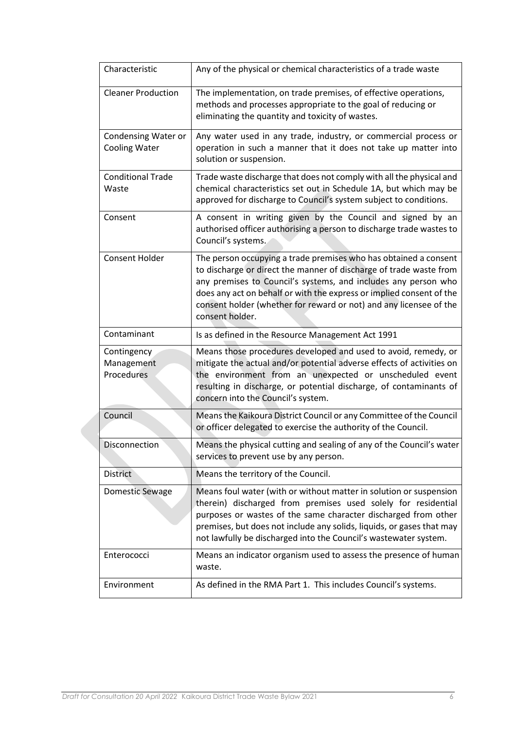| | |
|---|---|
| Characteristic | Any of the physical or chemical characteristics of a trade waste |
| Cleaner Production | The implementation, on trade premises, of effective operations, methods and processes appropriate to the goal of reducing or eliminating the quantity and toxicity of wastes. |
| Condensing Water or Cooling Water | Any water used in any trade, industry, or commercial process or operation in such a manner that it does not take up matter into solution or suspension. |
| Conditional Trade Waste | Trade waste discharge that does not comply with all the physical and chemical characteristics set out in Schedule 1A, but which may be approved for discharge to Council's system subject to conditions. |
| Consent | A consent in writing given by the Council and signed by an authorised officer authorising a person to discharge trade wastes to Council's systems. |
| Consent Holder | The person occupying a trade premises who has obtained a consent to discharge or direct the manner of discharge of trade waste from any premises to Council's systems, and includes any person who does any act on behalf or with the express or implied consent of the consent holder (whether for reward or not) and any licensee of the consent holder. |
| Contaminant | Is as defined in the Resource Management Act 1991 |
| Contingency Management Procedures | Means those procedures developed and used to avoid, remedy, or mitigate the actual and/or potential adverse effects of activities on the environment from an unexpected or unscheduled event resulting in discharge, or potential discharge, of contaminants of concern into the Council's system. |
| Council | Means the Kaikoura District Council or any Committee of the Council or officer delegated to exercise the authority of the Council. |
| Disconnection | Means the physical cutting and sealing of any of the Council's water services to prevent use by any person. |
| District | Means the territory of the Council. |
| Domestic Sewage | Means foul water (with or without matter in solution or suspension therein) discharged from premises used solely for residential purposes or wastes of the same character discharged from other premises, but does not include any solids, liquids, or gases that may not lawfully be discharged into the Council's wastewater system. |
| Enterococci | Means an indicator organism used to assess the presence of human waste. |
| Environment | As defined in the RMA Part 1. This includes Council's systems. |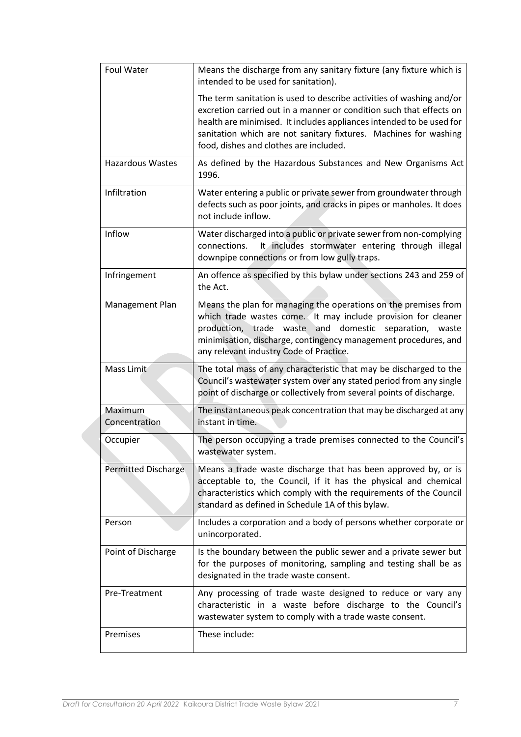| | |
|---|---|
| Foul Water | Means the discharge from any sanitary fixture (any fixture which is intended to be used for sanitation).<br><br>The term sanitation is used to describe activities of washing and/or excretion carried out in a manner or condition such that effects on health are minimised. It includes appliances intended to be used for sanitation which are not sanitary fixtures. Machines for washing food, dishes and clothes are included. |
| Hazardous Wastes | As defined by the Hazardous Substances and New Organisms Act 1996. |
| Infiltration | Water entering a public or private sewer from groundwater through defects such as poor joints, and cracks in pipes or manholes. It does not include inflow. |
| Inflow | Water discharged into a public or private sewer from non-complying connections. It includes stormwater entering through illegal downpipe connections or from low gully traps. |
| Infringement | An offence as specified by this bylaw under sections 243 and 259 of the Act. |
| Management Plan | Means the plan for managing the operations on the premises from which trade wastes come. It may include provision for cleaner production, trade waste and domestic separation, waste minimisation, discharge, contingency management procedures, and any relevant industry Code of Practice. |
| Mass Limit | The total mass of any characteristic that may be discharged to the Council's wastewater system over any stated period from any single point of discharge or collectively from several points of discharge. |
| Maximum Concentration | The instantaneous peak concentration that may be discharged at any instant in time. |
| Occupier | The person occupying a trade premises connected to the Council's wastewater system. |
| Permitted Discharge | Means a trade waste discharge that has been approved by, or is acceptable to, the Council, if it has the physical and chemical characteristics which comply with the requirements of the Council standard as defined in Schedule 1A of this bylaw. |
| Person | Includes a corporation and a body of persons whether corporate or unincorporated. |
| Point of Discharge | Is the boundary between the public sewer and a private sewer but for the purposes of monitoring, sampling and testing shall be as designated in the trade waste consent. |
| Pre-Treatment | Any processing of trade waste designed to reduce or vary any characteristic in a waste before discharge to the Council's wastewater system to comply with a trade waste consent. |
| Premises | These include: |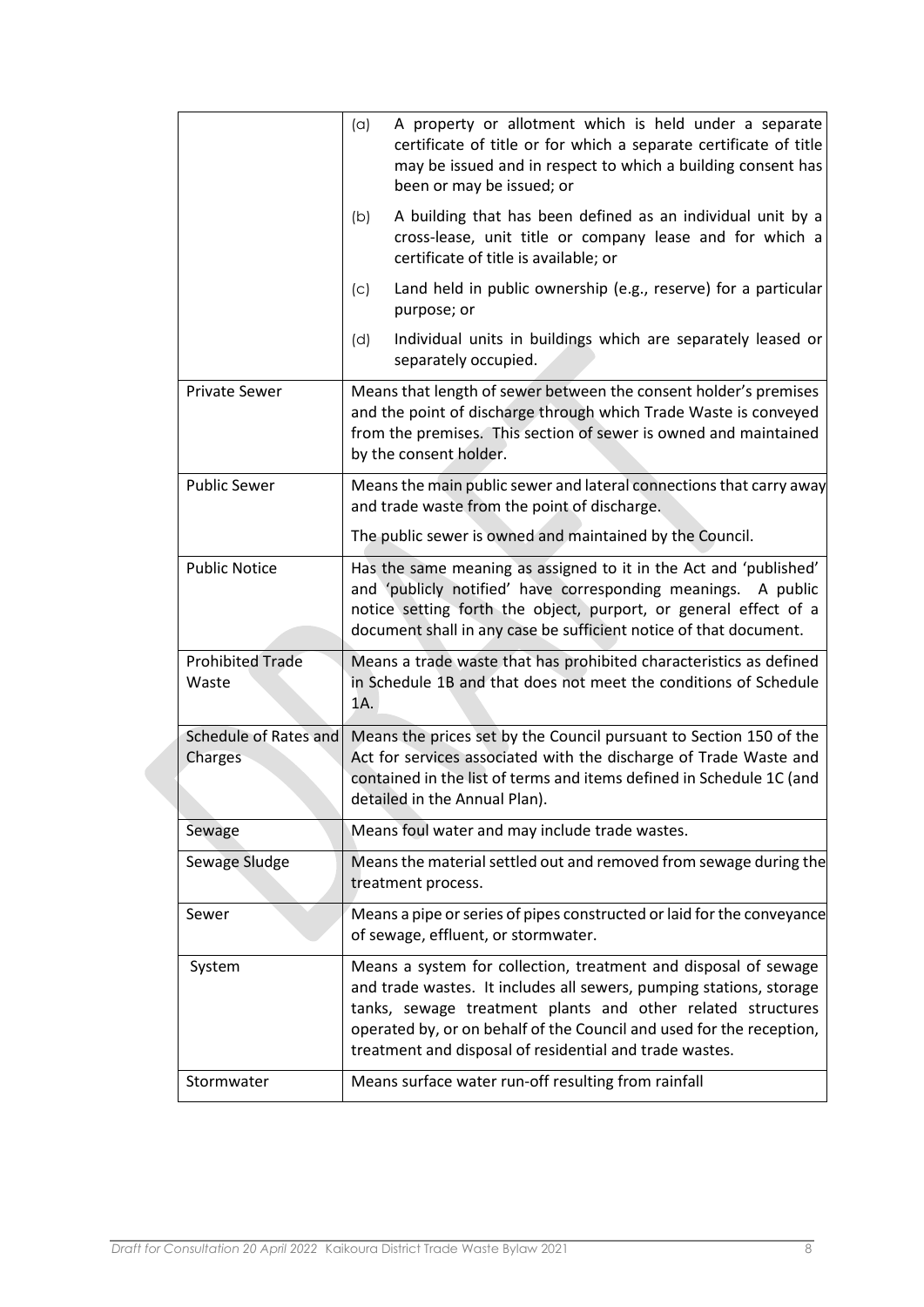| | |
|---|---|
| | (a) A property or allotment which is held under a separate certificate of title or for which a separate certificate of title may be issued and in respect to which a building consent has been or may be issued; or<br><br>(b) A building that has been defined as an individual unit by a cross-lease, unit title or company lease and for which a certificate of title is available; or<br><br>(c) Land held in public ownership (e.g., reserve) for a particular purpose; or<br><br>(d) Individual units in buildings which are separately leased or separately occupied. |
| Private Sewer | Means that length of sewer between the consent holder's premises and the point of discharge through which Trade Waste is conveyed from the premises. This section of sewer is owned and maintained by the consent holder. |
| Public Sewer | Means the main public sewer and lateral connections that carry away and trade waste from the point of discharge.<br><br>The public sewer is owned and maintained by the Council. |
| Public Notice | Has the same meaning as assigned to it in the Act and 'published' and 'publicly notified' have corresponding meanings. A public notice setting forth the object, purport, or general effect of a document shall in any case be sufficient notice of that document. |
| Prohibited Trade Waste | Means a trade waste that has prohibited characteristics as defined in Schedule 1B and that does not meet the conditions of Schedule 1A. |
| Schedule of Rates and Charges | Means the prices set by the Council pursuant to Section 150 of the Act for services associated with the discharge of Trade Waste and contained in the list of terms and items defined in Schedule 1C (and detailed in the Annual Plan). |
| Sewage | Means foul water and may include trade wastes. |
| Sewage Sludge | Means the material settled out and removed from sewage during the treatment process. |
| Sewer | Means a pipe or series of pipes constructed or laid for the conveyance of sewage, effluent, or stormwater. |
| System | Means a system for collection, treatment and disposal of sewage and trade wastes. It includes all sewers, pumping stations, storage tanks, sewage treatment plants and other related structures operated by, or on behalf of the Council and used for the reception, treatment and disposal of residential and trade wastes. |
| Stormwater | Means surface water run-off resulting from rainfall |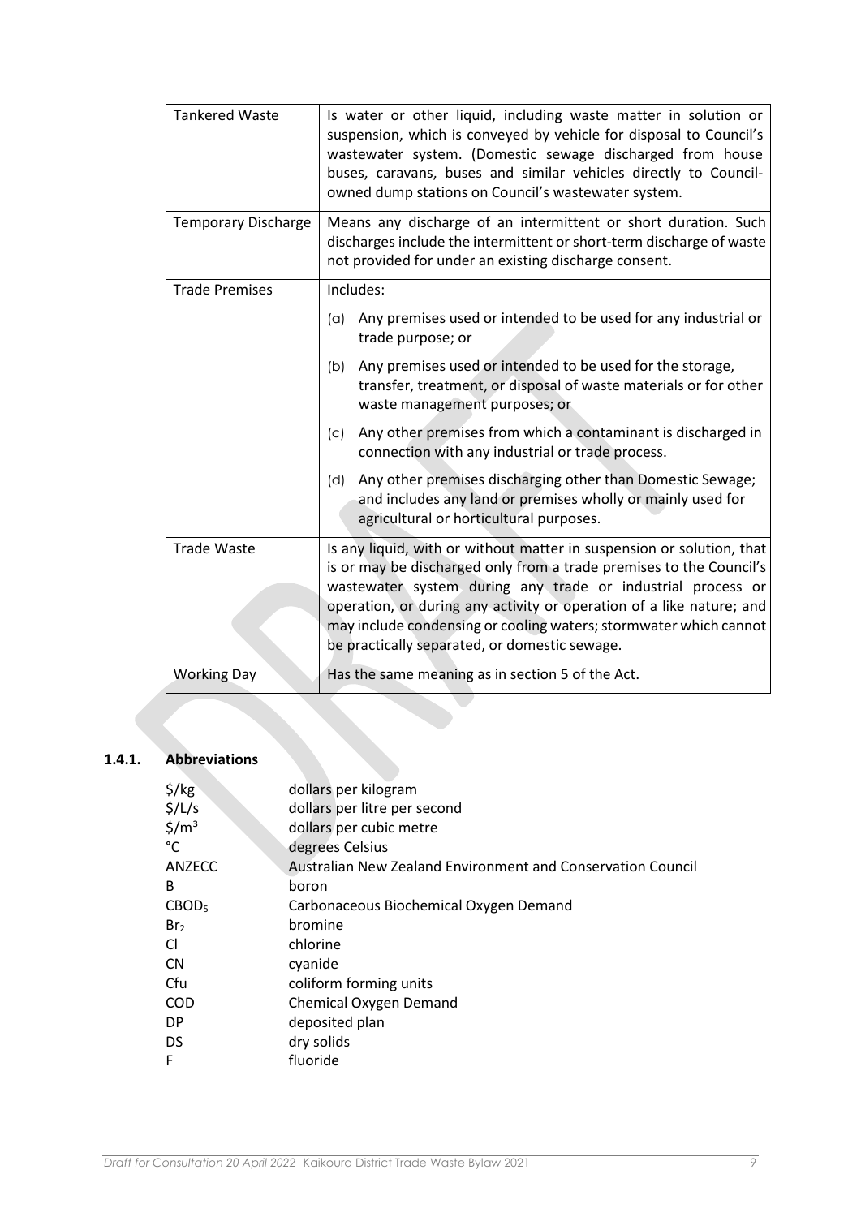| | |
|---|---|
| Tankered Waste | Is water or other liquid, including waste matter in solution or suspension, which is conveyed by vehicle for disposal to Council's wastewater system. (Domestic sewage discharged from house buses, caravans, buses and similar vehicles directly to Council-owned dump stations on Council's wastewater system. |
| Temporary Discharge | Means any discharge of an intermittent or short duration. Such discharges include the intermittent or short-term discharge of waste not provided for under an existing discharge consent. |
| Trade Premises | Includes:<br>(a) Any premises used or intended to be used for any industrial or trade purpose; or<br>(b) Any premises used or intended to be used for the storage, transfer, treatment, or disposal of waste materials or for other waste management purposes; or<br>(c) Any other premises from which a contaminant is discharged in connection with any industrial or trade process.<br>(d) Any other premises discharging other than Domestic Sewage; and includes any land or premises wholly or mainly used for agricultural or horticultural purposes. |
| Trade Waste | Is any liquid, with or without matter in suspension or solution, that is or may be discharged only from a trade premises to the Council's wastewater system during any trade or industrial process or operation, or during any activity or operation of a like nature; and may include condensing or cooling waters; stormwater which cannot be practically separated, or domestic sewage. |
| Working Day | Has the same meaning as in section 5 of the Act. |

### 1.4.1. Abbreviations

| | |
|---|---|
| $/kg | dollars per kilogram |
| $/L/s | dollars per litre per second |
| $/m³ | dollars per cubic metre |
| °C | degrees Celsius |
| ANZECC | Australian New Zealand Environment and Conservation Council |
| B | boron |
| $CBOD_5$ | Carbonaceous Biochemical Oxygen Demand |
| $Br_2$ | bromine |
| Cl | chlorine |
| CN | cyanide |
| Cfu | coliform forming units |
| COD | Chemical Oxygen Demand |
| DP | deposited plan |
| DS | dry solids |
| F | fluoride |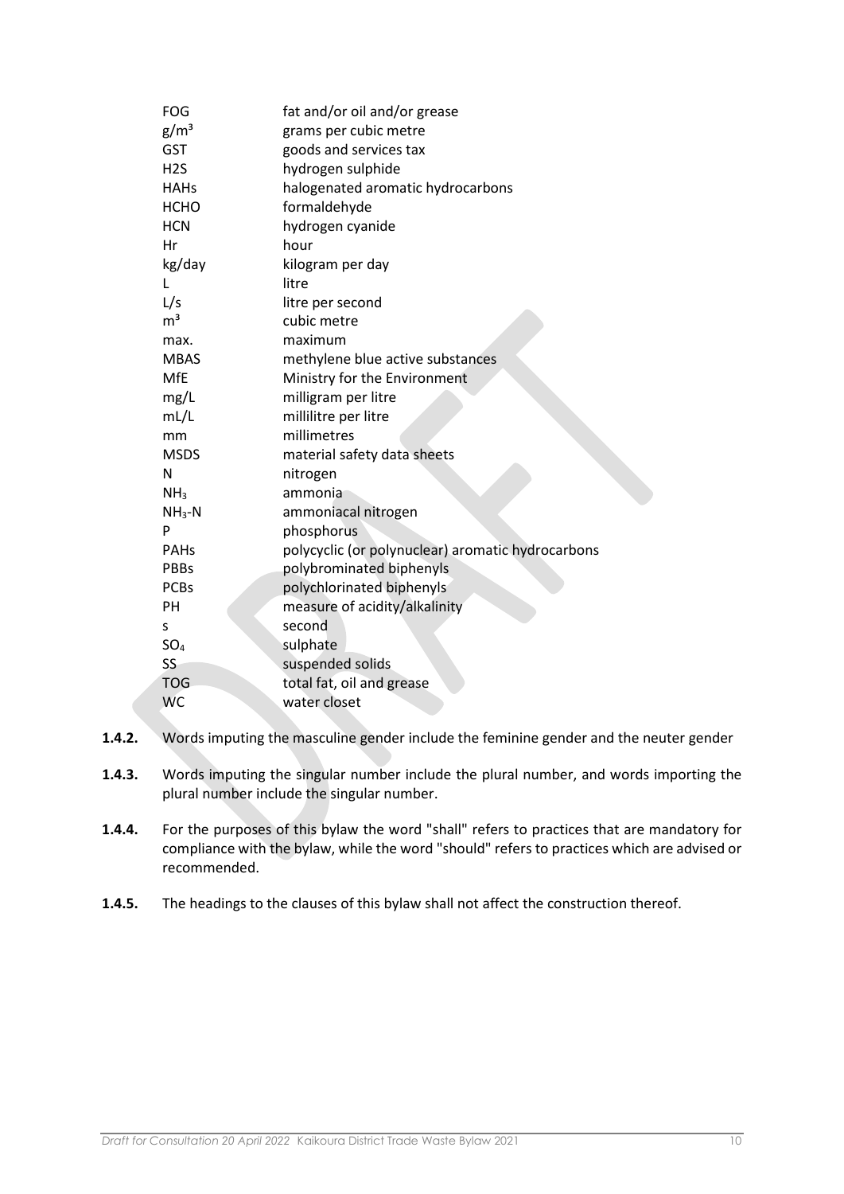| | |
|---|---|
| FOG | fat and/or oil and/or grease |
| $g/m^3$ | grams per cubic metre |
| GST | goods and services tax |
| H2S | hydrogen sulphide |
| HAHs | halogenated aromatic hydrocarbons |
| HCHO | formaldehyde |
| HCN | hydrogen cyanide |
| Hr | hour |
| kg/day | kilogram per day |
| L | litre |
| L/s | litre per second |
| $m^3$ | cubic metre |
| max. | maximum |
| MBAS | methylene blue active substances |
| MfE | Ministry for the Environment |
| mg/L | milligram per litre |
| mL/L | millilitre per litre |
| mm | millimetres |
| MSDS | material safety data sheets |
| N | nitrogen |
| $NH_3$ | ammonia |
| $NH_3$-N | ammoniacal nitrogen |
| P | phosphorus |
| PAHs | polycyclic (or polynuclear) aromatic hydrocarbons |
| PBBs | polybrominated biphenyls |
| PCBs | polychlorinated biphenyls |
| PH | measure of acidity/alkalinity |
| s | second |
| $SO_4$ | sulphate |
| SS | suspended solids |
| TOG | total fat, oil and grease |
| WC | water closet |

**1.4.2.** Words imputing the masculine gender include the feminine gender and the neuter gender

**1.4.3.** Words imputing the singular number include the plural number, and words importing the plural number include the singular number.

**1.4.4.** For the purposes of this bylaw the word "shall" refers to practices that are mandatory for compliance with the bylaw, while the word "should" refers to practices which are advised or recommended.

**1.4.5.** The headings to the clauses of this bylaw shall not affect the construction thereof.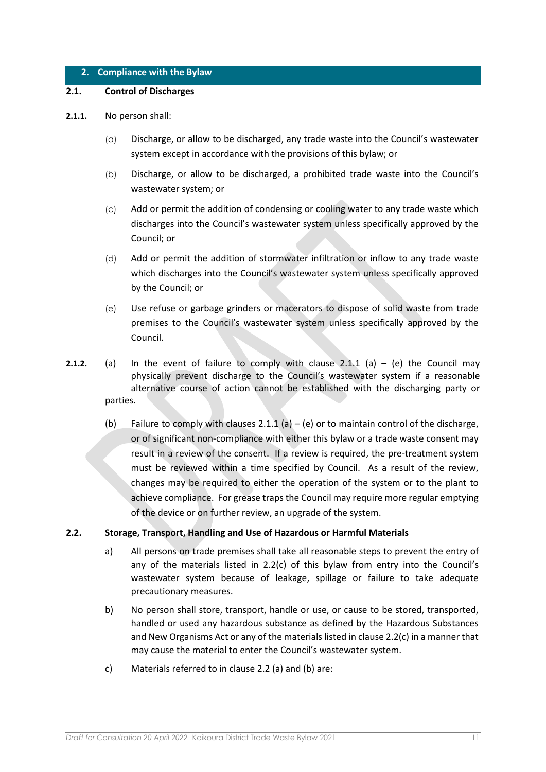## 2. Compliance with the Bylaw

### 2.1. Control of Discharges

**2.1.1.** No person shall:

(a) Discharge, or allow to be discharged, any trade waste into the Council's wastewater system except in accordance with the provisions of this bylaw; or

(b) Discharge, or allow to be discharged, a prohibited trade waste into the Council's wastewater system; or

(c) Add or permit the addition of condensing or cooling water to any trade waste which discharges into the Council's wastewater system unless specifically approved by the Council; or

(d) Add or permit the addition of stormwater infiltration or inflow to any trade waste which discharges into the Council's wastewater system unless specifically approved by the Council; or

(e) Use refuse or garbage grinders or macerators to dispose of solid waste from trade premises to the Council's wastewater system unless specifically approved by the Council.

**2.1.2.** (a) In the event of failure to comply with clause 2.1.1 (a) – (e) the Council may physically prevent discharge to the Council's wastewater system if a reasonable alternative course of action cannot be established with the discharging party or parties.

(b) Failure to comply with clauses 2.1.1 (a) – (e) or to maintain control of the discharge, or of significant non-compliance with either this bylaw or a trade waste consent may result in a review of the consent. If a review is required, the pre-treatment system must be reviewed within a time specified by Council. As a result of the review, changes may be required to either the operation of the system or to the plant to achieve compliance. For grease traps the Council may require more regular emptying of the device or on further review, an upgrade of the system.

### 2.2. Storage, Transport, Handling and Use of Hazardous or Harmful Materials

a) All persons on trade premises shall take all reasonable steps to prevent the entry of any of the materials listed in 2.2(c) of this bylaw from entry into the Council's wastewater system because of leakage, spillage or failure to take adequate precautionary measures.

b) No person shall store, transport, handle or use, or cause to be stored, transported, handled or used any hazardous substance as defined by the Hazardous Substances and New Organisms Act or any of the materials listed in clause 2.2(c) in a manner that may cause the material to enter the Council's wastewater system.

c) Materials referred to in clause 2.2 (a) and (b) are: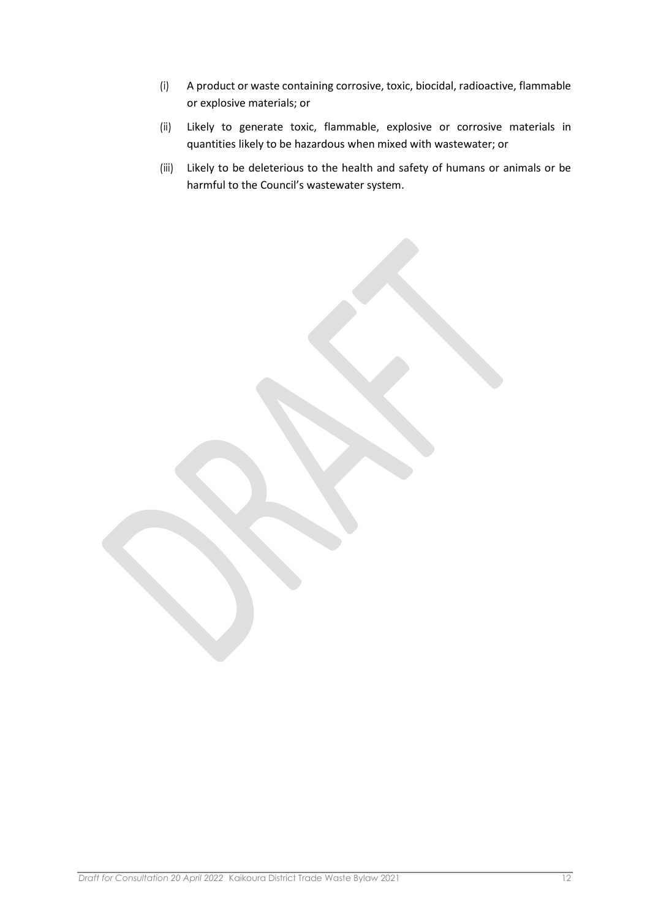(i) A product or waste containing corrosive, toxic, biocidal, radioactive, flammable or explosive materials; or

(ii) Likely to generate toxic, flammable, explosive or corrosive materials in quantities likely to be hazardous when mixed with wastewater; or

(iii) Likely to be deleterious to the health and safety of humans or animals or be harmful to the Council's wastewater system.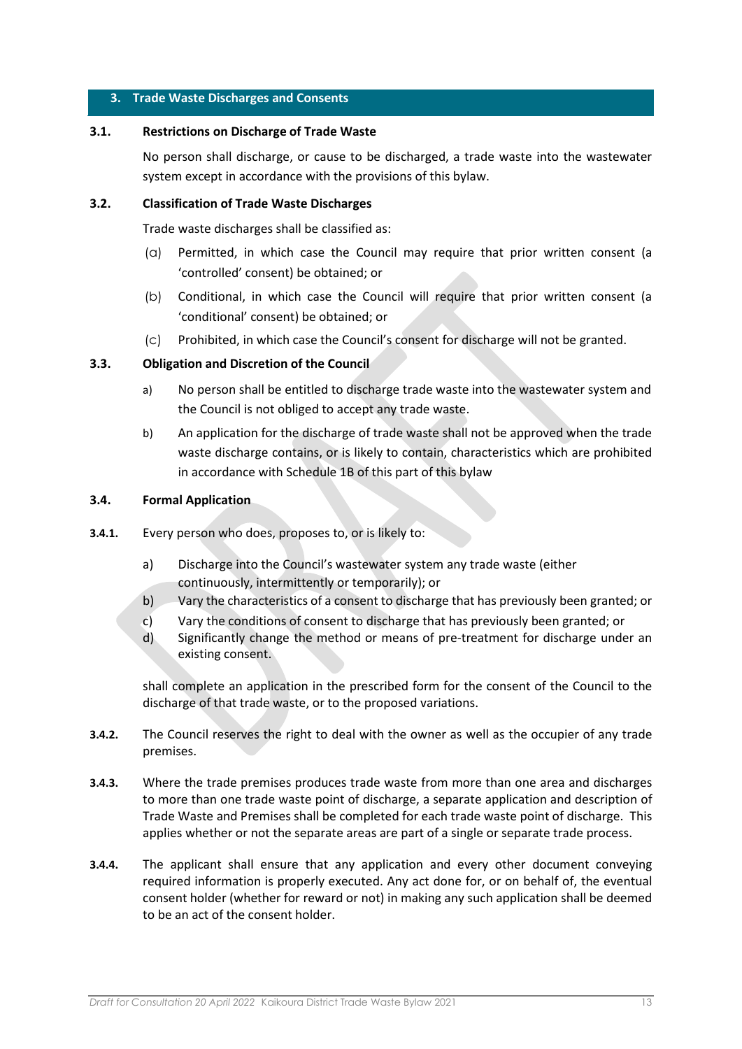## 3. Trade Waste Discharges and Consents

### 3.1. Restrictions on Discharge of Trade Waste

No person shall discharge, or cause to be discharged, a trade waste into the wastewater system except in accordance with the provisions of this bylaw.

### 3.2. Classification of Trade Waste Discharges

Trade waste discharges shall be classified as:

(a) Permitted, in which case the Council may require that prior written consent (a 'controlled' consent) be obtained; or

(b) Conditional, in which case the Council will require that prior written consent (a 'conditional' consent) be obtained; or

(c) Prohibited, in which case the Council's consent for discharge will not be granted.

### 3.3. Obligation and Discretion of the Council

a) No person shall be entitled to discharge trade waste into the wastewater system and the Council is not obliged to accept any trade waste.

b) An application for the discharge of trade waste shall not be approved when the trade waste discharge contains, or is likely to contain, characteristics which are prohibited in accordance with Schedule 1B of this part of this bylaw

### 3.4. Formal Application

**3.4.1.** Every person who does, proposes to, or is likely to:

a) Discharge into the Council's wastewater system any trade waste (either continuously, intermittently or temporarily); or

b) Vary the characteristics of a consent to discharge that has previously been granted; or

c) Vary the conditions of consent to discharge that has previously been granted; or

d) Significantly change the method or means of pre-treatment for discharge under an existing consent.

shall complete an application in the prescribed form for the consent of the Council to the discharge of that trade waste, or to the proposed variations.

**3.4.2.** The Council reserves the right to deal with the owner as well as the occupier of any trade premises.

**3.4.3.** Where the trade premises produces trade waste from more than one area and discharges to more than one trade waste point of discharge, a separate application and description of Trade Waste and Premises shall be completed for each trade waste point of discharge. This applies whether or not the separate areas are part of a single or separate trade process.

**3.4.4.** The applicant shall ensure that any application and every other document conveying required information is properly executed. Any act done for, or on behalf of, the eventual consent holder (whether for reward or not) in making any such application shall be deemed to be an act of the consent holder.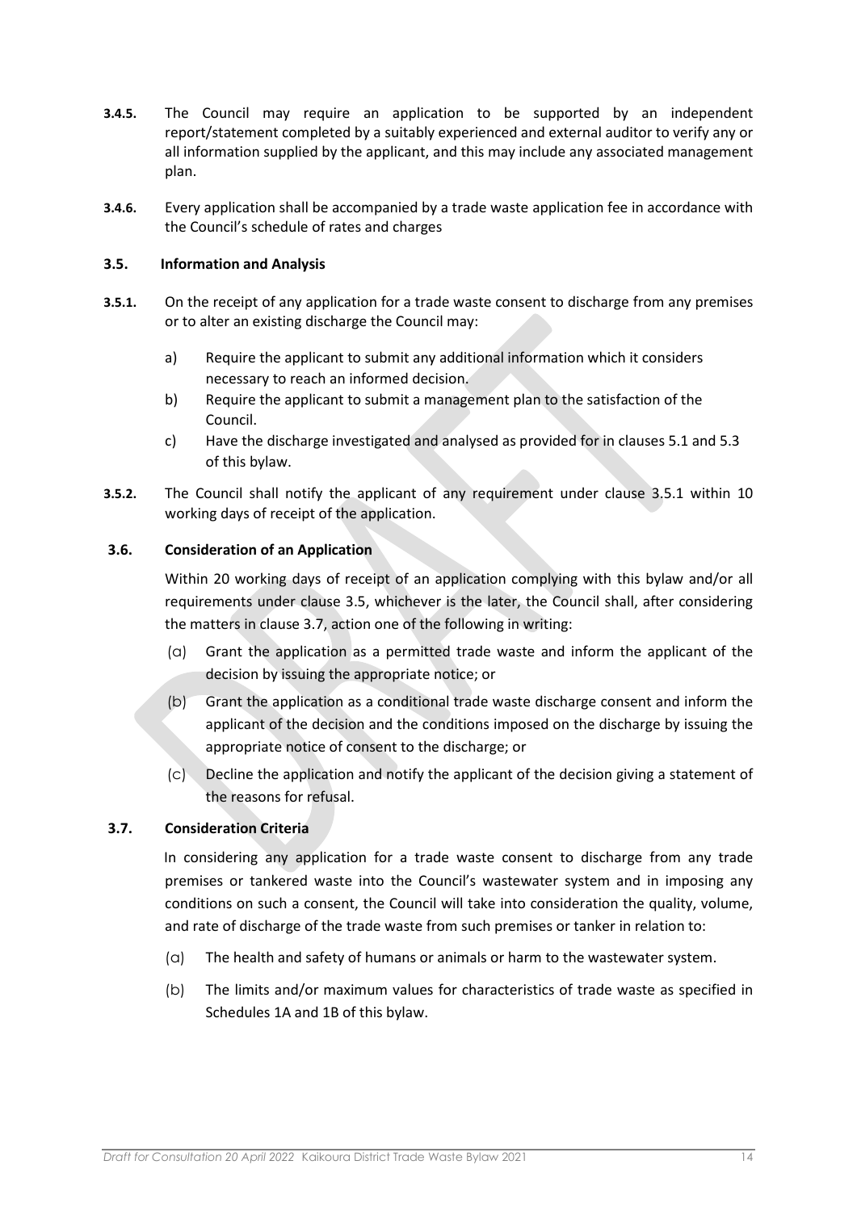**3.4.5.** The Council may require an application to be supported by an independent report/statement completed by a suitably experienced and external auditor to verify any or all information supplied by the applicant, and this may include any associated management plan.

**3.4.6.** Every application shall be accompanied by a trade waste application fee in accordance with the Council's schedule of rates and charges

### 3.5. Information and Analysis

**3.5.1.** On the receipt of any application for a trade waste consent to discharge from any premises or to alter an existing discharge the Council may:

a) Require the applicant to submit any additional information which it considers necessary to reach an informed decision.

b) Require the applicant to submit a management plan to the satisfaction of the Council.

c) Have the discharge investigated and analysed as provided for in clauses 5.1 and 5.3 of this bylaw.

**3.5.2.** The Council shall notify the applicant of any requirement under clause 3.5.1 within 10 working days of receipt of the application.

### 3.6. Consideration of an Application

Within 20 working days of receipt of an application complying with this bylaw and/or all requirements under clause 3.5, whichever is the later, the Council shall, after considering the matters in clause 3.7, action one of the following in writing:

(a) Grant the application as a permitted trade waste and inform the applicant of the decision by issuing the appropriate notice; or

(b) Grant the application as a conditional trade waste discharge consent and inform the applicant of the decision and the conditions imposed on the discharge by issuing the appropriate notice of consent to the discharge; or

(c) Decline the application and notify the applicant of the decision giving a statement of the reasons for refusal.

### 3.7. Consideration Criteria

In considering any application for a trade waste consent to discharge from any trade premises or tankered waste into the Council's wastewater system and in imposing any conditions on such a consent, the Council will take into consideration the quality, volume, and rate of discharge of the trade waste from such premises or tanker in relation to:

(a) The health and safety of humans or animals or harm to the wastewater system.

(b) The limits and/or maximum values for characteristics of trade waste as specified in Schedules 1A and 1B of this bylaw.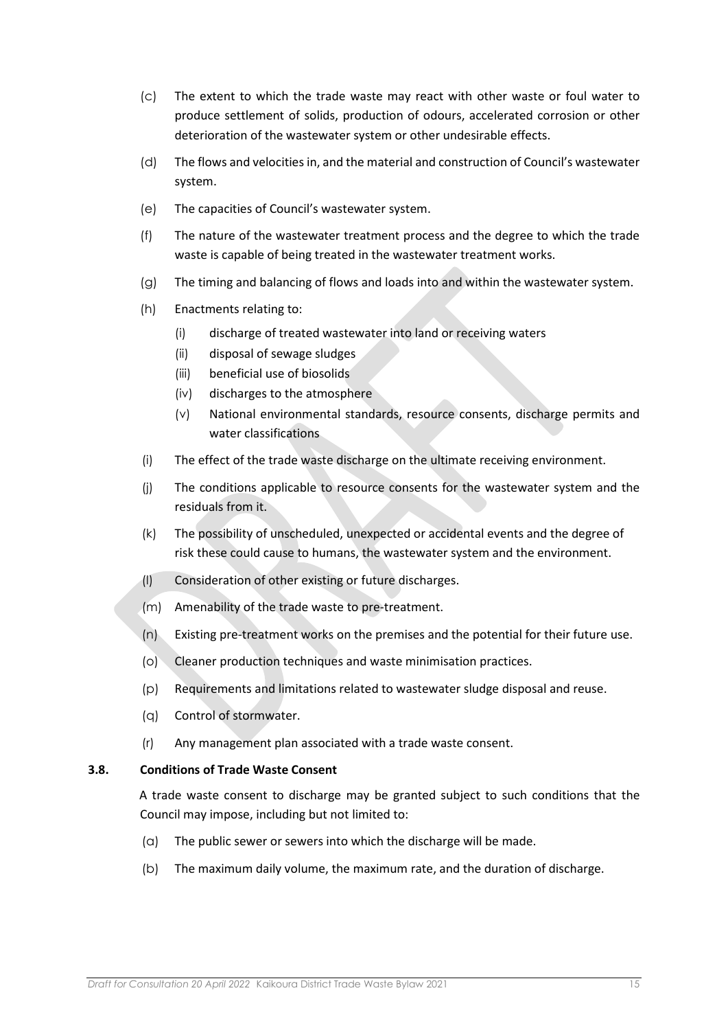(c) The extent to which the trade waste may react with other waste or foul water to produce settlement of solids, production of odours, accelerated corrosion or other deterioration of the wastewater system or other undesirable effects.

(d) The flows and velocities in, and the material and construction of Council's wastewater system.

(e) The capacities of Council's wastewater system.

(f) The nature of the wastewater treatment process and the degree to which the trade waste is capable of being treated in the wastewater treatment works.

(g) The timing and balancing of flows and loads into and within the wastewater system.

(h) Enactments relating to:

   (i) discharge of treated wastewater into land or receiving waters
   (ii) disposal of sewage sludges
   (iii) beneficial use of biosolids
   (iv) discharges to the atmosphere
   (v) National environmental standards, resource consents, discharge permits and water classifications

(i) The effect of the trade waste discharge on the ultimate receiving environment.

(j) The conditions applicable to resource consents for the wastewater system and the residuals from it.

(k) The possibility of unscheduled, unexpected or accidental events and the degree of risk these could cause to humans, the wastewater system and the environment.

(l) Consideration of other existing or future discharges.

(m) Amenability of the trade waste to pre-treatment.

(n) Existing pre-treatment works on the premises and the potential for their future use.

(o) Cleaner production techniques and waste minimisation practices.

(p) Requirements and limitations related to wastewater sludge disposal and reuse.

(q) Control of stormwater.

(r) Any management plan associated with a trade waste consent.

### 3.8. Conditions of Trade Waste Consent

A trade waste consent to discharge may be granted subject to such conditions that the Council may impose, including but not limited to:

(a) The public sewer or sewers into which the discharge will be made.

(b) The maximum daily volume, the maximum rate, and the duration of discharge.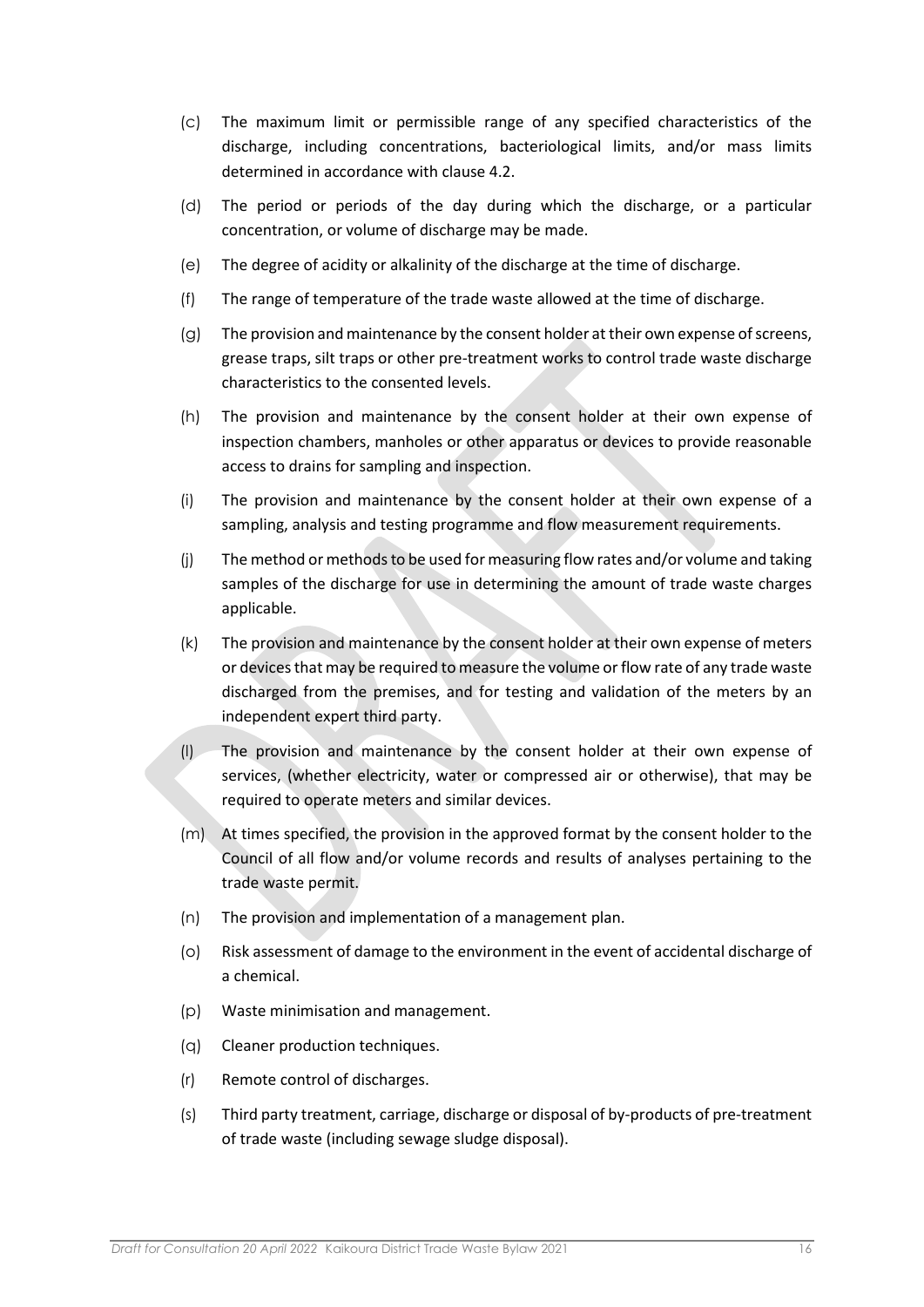(c) The maximum limit or permissible range of any specified characteristics of the discharge, including concentrations, bacteriological limits, and/or mass limits determined in accordance with clause 4.2.

(d) The period or periods of the day during which the discharge, or a particular concentration, or volume of discharge may be made.

(e) The degree of acidity or alkalinity of the discharge at the time of discharge.

(f) The range of temperature of the trade waste allowed at the time of discharge.

(g) The provision and maintenance by the consent holder at their own expense of screens, grease traps, silt traps or other pre-treatment works to control trade waste discharge characteristics to the consented levels.

(h) The provision and maintenance by the consent holder at their own expense of inspection chambers, manholes or other apparatus or devices to provide reasonable access to drains for sampling and inspection.

(i) The provision and maintenance by the consent holder at their own expense of a sampling, analysis and testing programme and flow measurement requirements.

(j) The method or methods to be used for measuring flow rates and/or volume and taking samples of the discharge for use in determining the amount of trade waste charges applicable.

(k) The provision and maintenance by the consent holder at their own expense of meters or devices that may be required to measure the volume or flow rate of any trade waste discharged from the premises, and for testing and validation of the meters by an independent expert third party.

(l) The provision and maintenance by the consent holder at their own expense of services, (whether electricity, water or compressed air or otherwise), that may be required to operate meters and similar devices.

(m) At times specified, the provision in the approved format by the consent holder to the Council of all flow and/or volume records and results of analyses pertaining to the trade waste permit.

(n) The provision and implementation of a management plan.

(o) Risk assessment of damage to the environment in the event of accidental discharge of a chemical.

(p) Waste minimisation and management.

(q) Cleaner production techniques.

(r) Remote control of discharges.

(s) Third party treatment, carriage, discharge or disposal of by-products of pre-treatment of trade waste (including sewage sludge disposal).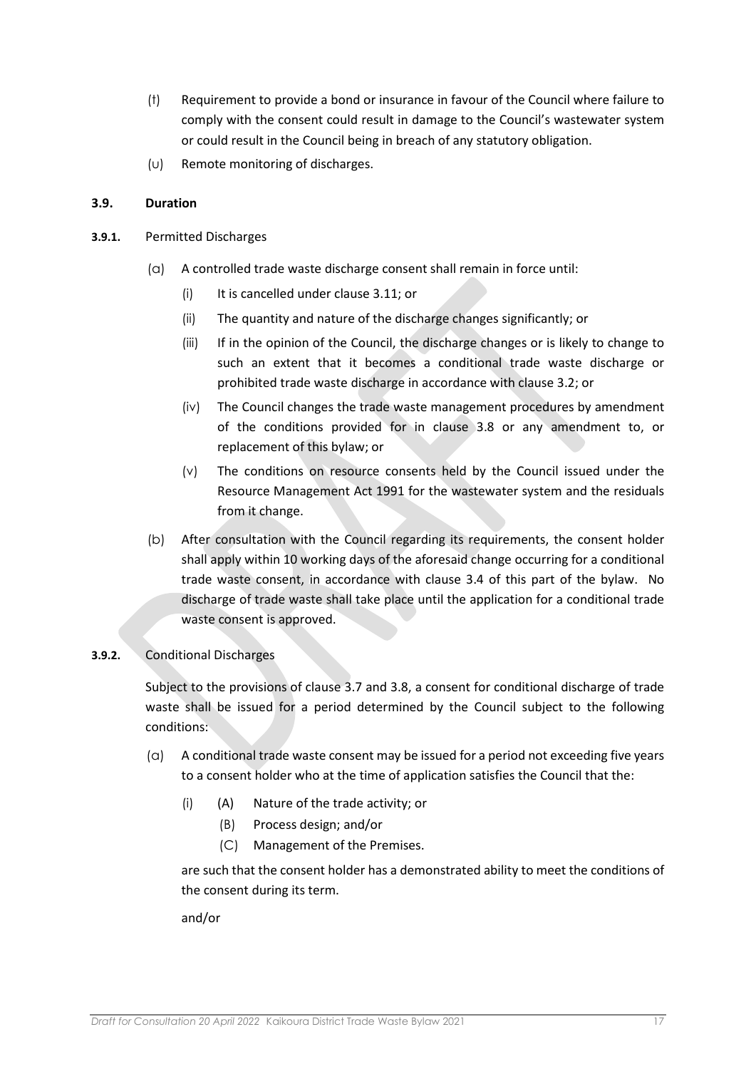(t) Requirement to provide a bond or insurance in favour of the Council where failure to comply with the consent could result in damage to the Council's wastewater system or could result in the Council being in breach of any statutory obligation.

(u) Remote monitoring of discharges.

### 3.9. Duration

**3.9.1.** Permitted Discharges

(a) A controlled trade waste discharge consent shall remain in force until:

(i) It is cancelled under clause 3.11; or

(ii) The quantity and nature of the discharge changes significantly; or

(iii) If in the opinion of the Council, the discharge changes or is likely to change to such an extent that it becomes a conditional trade waste discharge or prohibited trade waste discharge in accordance with clause 3.2; or

(iv) The Council changes the trade waste management procedures by amendment of the conditions provided for in clause 3.8 or any amendment to, or replacement of this bylaw; or

(v) The conditions on resource consents held by the Council issued under the Resource Management Act 1991 for the wastewater system and the residuals from it change.

(b) After consultation with the Council regarding its requirements, the consent holder shall apply within 10 working days of the aforesaid change occurring for a conditional trade waste consent, in accordance with clause 3.4 of this part of the bylaw. No discharge of trade waste shall take place until the application for a conditional trade waste consent is approved.

**3.9.2.** Conditional Discharges

Subject to the provisions of clause 3.7 and 3.8, a consent for conditional discharge of trade waste shall be issued for a period determined by the Council subject to the following conditions:

(a) A conditional trade waste consent may be issued for a period not exceeding five years to a consent holder who at the time of application satisfies the Council that the:

(i) (A) Nature of the trade activity; or

(B) Process design; and/or

(C) Management of the Premises.

are such that the consent holder has a demonstrated ability to meet the conditions of the consent during its term.

and/or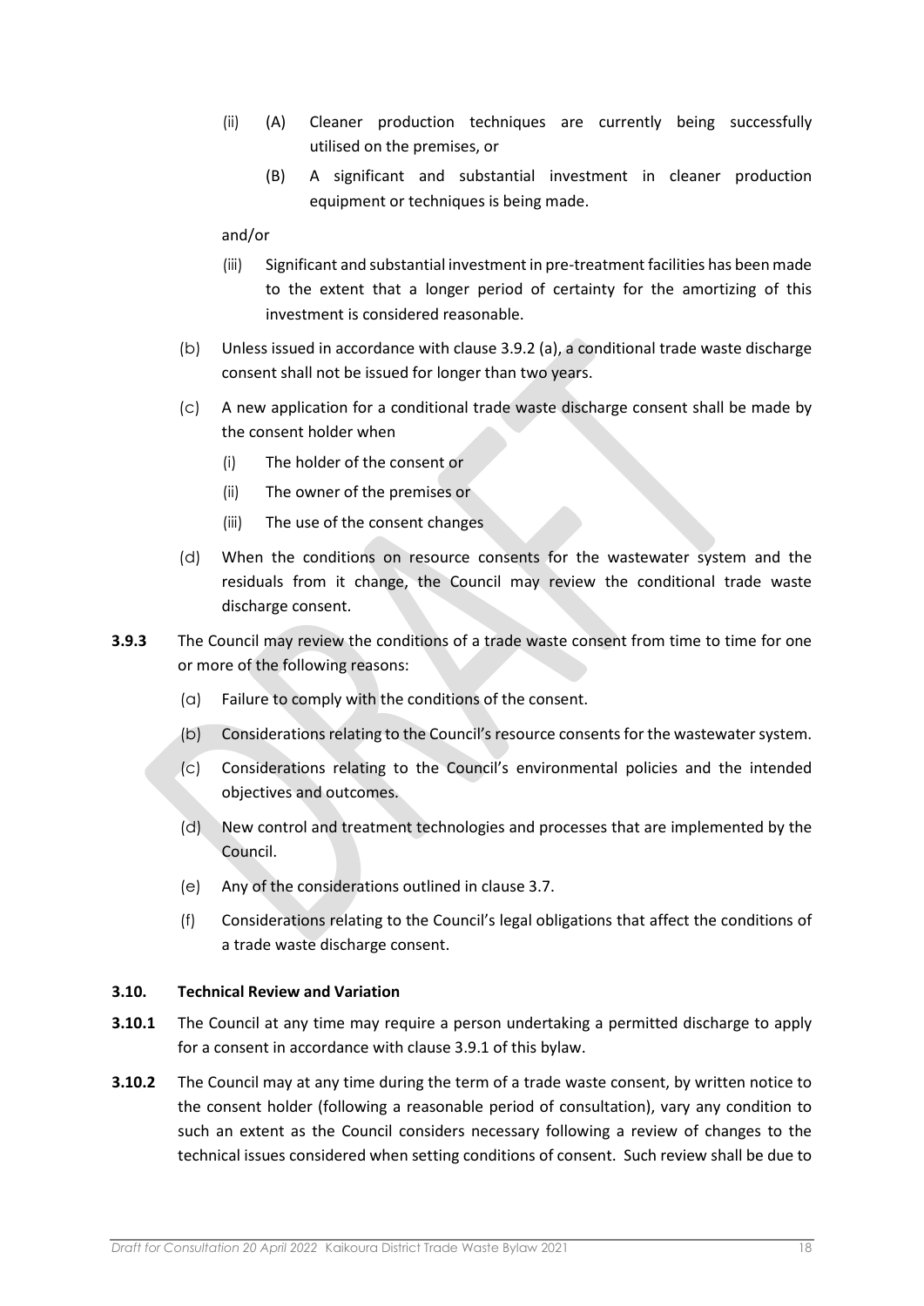(ii) (A) Cleaner production techniques are currently being successfully utilised on the premises, or

   (B) A significant and substantial investment in cleaner production equipment or techniques is being made.

   and/or

   (iii) Significant and substantial investment in pre-treatment facilities has been made to the extent that a longer period of certainty for the amortizing of this investment is considered reasonable.

(b) Unless issued in accordance with clause 3.9.2 (a), a conditional trade waste discharge consent shall not be issued for longer than two years.

(c) A new application for a conditional trade waste discharge consent shall be made by the consent holder when

   (i) The holder of the consent or

   (ii) The owner of the premises or

   (iii) The use of the consent changes

(d) When the conditions on resource consents for the wastewater system and the residuals from it change, the Council may review the conditional trade waste discharge consent.

**3.9.3** The Council may review the conditions of a trade waste consent from time to time for one or more of the following reasons:

(a) Failure to comply with the conditions of the consent.

(b) Considerations relating to the Council's resource consents for the wastewater system.

(c) Considerations relating to the Council's environmental policies and the intended objectives and outcomes.

(d) New control and treatment technologies and processes that are implemented by the Council.

(e) Any of the considerations outlined in clause 3.7.

(f) Considerations relating to the Council's legal obligations that affect the conditions of a trade waste discharge consent.

**3.10. Technical Review and Variation**

**3.10.1** The Council at any time may require a person undertaking a permitted discharge to apply for a consent in accordance with clause 3.9.1 of this bylaw.

**3.10.2** The Council may at any time during the term of a trade waste consent, by written notice to the consent holder (following a reasonable period of consultation), vary any condition to such an extent as the Council considers necessary following a review of changes to the technical issues considered when setting conditions of consent. Such review shall be due to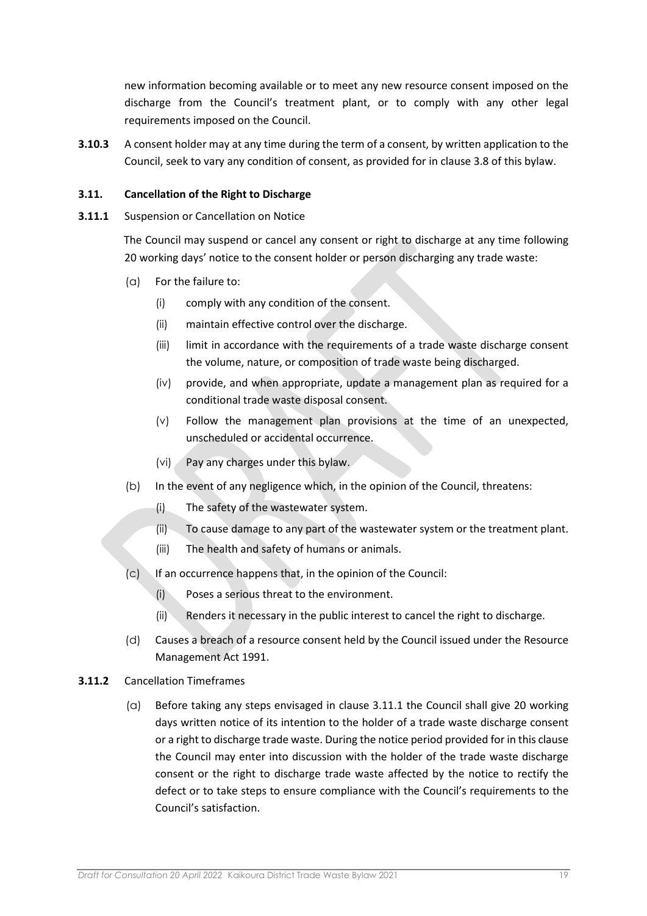new information becoming available or to meet any new resource consent imposed on the discharge from the Council's treatment plant, or to comply with any other legal requirements imposed on the Council.

**3.10.3** A consent holder may at any time during the term of a consent, by written application to the Council, seek to vary any condition of consent, as provided for in clause 3.8 of this bylaw.

### 3.11. Cancellation of the Right to Discharge

**3.11.1** Suspension or Cancellation on Notice

The Council may suspend or cancel any consent or right to discharge at any time following 20 working days' notice to the consent holder or person discharging any trade waste:

(a) For the failure to:

(i) comply with any condition of the consent.

(ii) maintain effective control over the discharge.

(iii) limit in accordance with the requirements of a trade waste discharge consent the volume, nature, or composition of trade waste being discharged.

(iv) provide, and when appropriate, update a management plan as required for a conditional trade waste disposal consent.

(v) Follow the management plan provisions at the time of an unexpected, unscheduled or accidental occurrence.

(vi) Pay any charges under this bylaw.

(b) In the event of any negligence which, in the opinion of the Council, threatens:

(i) The safety of the wastewater system.

(ii) To cause damage to any part of the wastewater system or the treatment plant.

(iii) The health and safety of humans or animals.

(c) If an occurrence happens that, in the opinion of the Council:

(i) Poses a serious threat to the environment.

(ii) Renders it necessary in the public interest to cancel the right to discharge.

(d) Causes a breach of a resource consent held by the Council issued under the Resource Management Act 1991.

**3.11.2** Cancellation Timeframes

(a) Before taking any steps envisaged in clause 3.11.1 the Council shall give 20 working days written notice of its intention to the holder of a trade waste discharge consent or a right to discharge trade waste. During the notice period provided for in this clause the Council may enter into discussion with the holder of the trade waste discharge consent or the right to discharge trade waste affected by the notice to rectify the defect or to take steps to ensure compliance with the Council's requirements to the Council's satisfaction.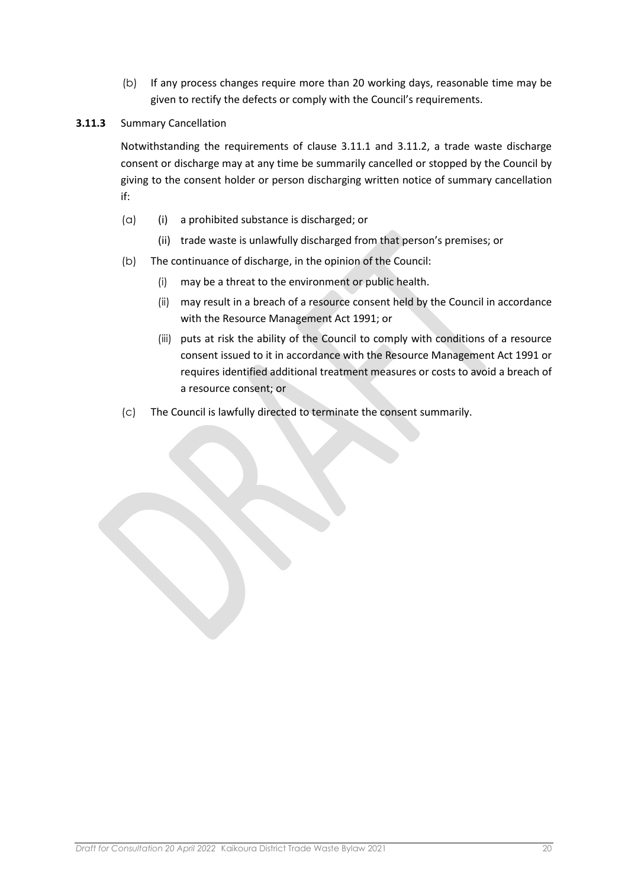(b) If any process changes require more than 20 working days, reasonable time may be given to rectify the defects or comply with the Council's requirements.

**3.11.3** Summary Cancellation

Notwithstanding the requirements of clause 3.11.1 and 3.11.2, a trade waste discharge consent or discharge may at any time be summarily cancelled or stopped by the Council by giving to the consent holder or person discharging written notice of summary cancellation if:

(a) (i) a prohibited substance is discharged; or

(ii) trade waste is unlawfully discharged from that person's premises; or

(b) The continuance of discharge, in the opinion of the Council:

(i) may be a threat to the environment or public health.

(ii) may result in a breach of a resource consent held by the Council in accordance with the Resource Management Act 1991; or

(iii) puts at risk the ability of the Council to comply with conditions of a resource consent issued to it in accordance with the Resource Management Act 1991 or requires identified additional treatment measures or costs to avoid a breach of a resource consent; or

(c) The Council is lawfully directed to terminate the consent summarily.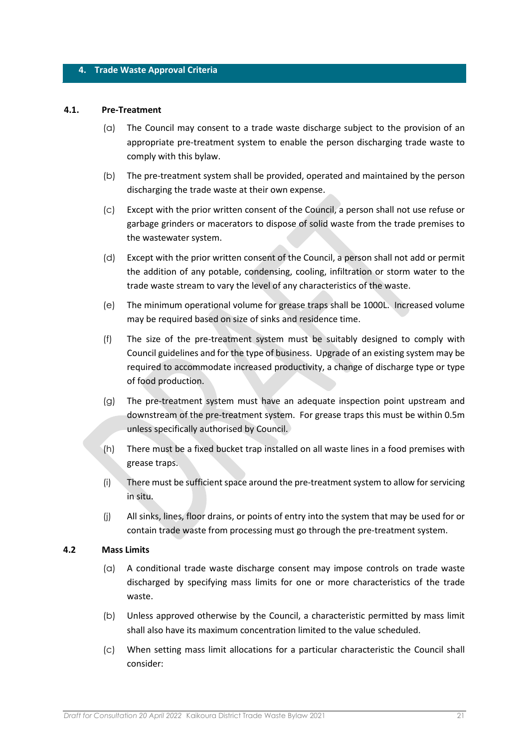## 4. Trade Waste Approval Criteria

### 4.1. Pre-Treatment

(a) The Council may consent to a trade waste discharge subject to the provision of an appropriate pre-treatment system to enable the person discharging trade waste to comply with this bylaw.

(b) The pre-treatment system shall be provided, operated and maintained by the person discharging the trade waste at their own expense.

(c) Except with the prior written consent of the Council, a person shall not use refuse or garbage grinders or macerators to dispose of solid waste from the trade premises to the wastewater system.

(d) Except with the prior written consent of the Council, a person shall not add or permit the addition of any potable, condensing, cooling, infiltration or storm water to the trade waste stream to vary the level of any characteristics of the waste.

(e) The minimum operational volume for grease traps shall be 1000L. Increased volume may be required based on size of sinks and residence time.

(f) The size of the pre-treatment system must be suitably designed to comply with Council guidelines and for the type of business. Upgrade of an existing system may be required to accommodate increased productivity, a change of discharge type or type of food production.

(g) The pre-treatment system must have an adequate inspection point upstream and downstream of the pre-treatment system. For grease traps this must be within 0.5m unless specifically authorised by Council.

(h) There must be a fixed bucket trap installed on all waste lines in a food premises with grease traps.

(i) There must be sufficient space around the pre-treatment system to allow for servicing in situ.

(j) All sinks, lines, floor drains, or points of entry into the system that may be used for or contain trade waste from processing must go through the pre-treatment system.

### 4.2 Mass Limits

(a) A conditional trade waste discharge consent may impose controls on trade waste discharged by specifying mass limits for one or more characteristics of the trade waste.

(b) Unless approved otherwise by the Council, a characteristic permitted by mass limit shall also have its maximum concentration limited to the value scheduled.

(c) When setting mass limit allocations for a particular characteristic the Council shall consider: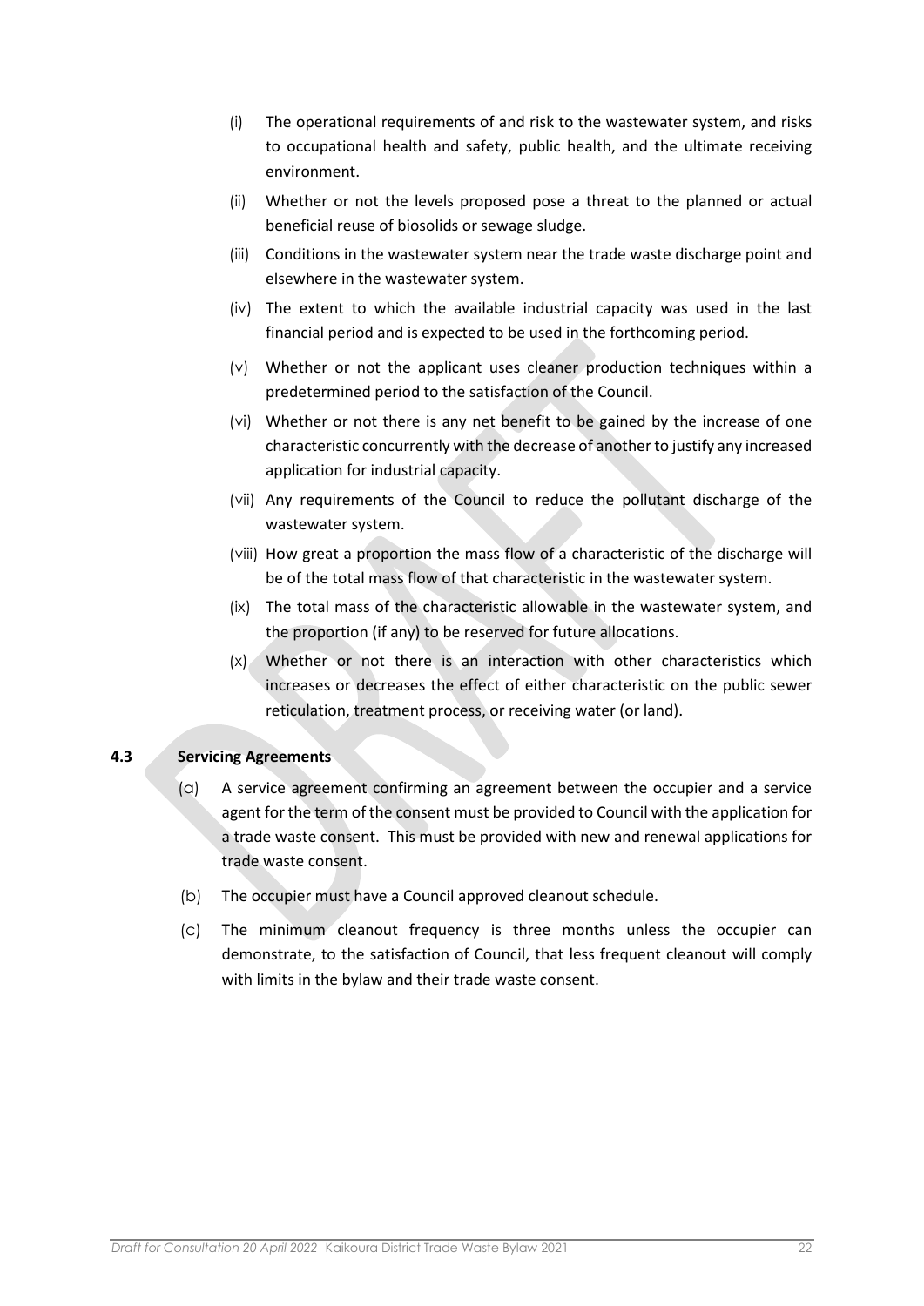(i) The operational requirements of and risk to the wastewater system, and risks to occupational health and safety, public health, and the ultimate receiving environment.

(ii) Whether or not the levels proposed pose a threat to the planned or actual beneficial reuse of biosolids or sewage sludge.

(iii) Conditions in the wastewater system near the trade waste discharge point and elsewhere in the wastewater system.

(iv) The extent to which the available industrial capacity was used in the last financial period and is expected to be used in the forthcoming period.

(v) Whether or not the applicant uses cleaner production techniques within a predetermined period to the satisfaction of the Council.

(vi) Whether or not there is any net benefit to be gained by the increase of one characteristic concurrently with the decrease of another to justify any increased application for industrial capacity.

(vii) Any requirements of the Council to reduce the pollutant discharge of the wastewater system.

(viii) How great a proportion the mass flow of a characteristic of the discharge will be of the total mass flow of that characteristic in the wastewater system.

(ix) The total mass of the characteristic allowable in the wastewater system, and the proportion (if any) to be reserved for future allocations.

(x) Whether or not there is an interaction with other characteristics which increases or decreases the effect of either characteristic on the public sewer reticulation, treatment process, or receiving water (or land).

### 4.3 Servicing Agreements

(a) A service agreement confirming an agreement between the occupier and a service agent for the term of the consent must be provided to Council with the application for a trade waste consent. This must be provided with new and renewal applications for trade waste consent.

(b) The occupier must have a Council approved cleanout schedule.

(c) The minimum cleanout frequency is three months unless the occupier can demonstrate, to the satisfaction of Council, that less frequent cleanout will comply with limits in the bylaw and their trade waste consent.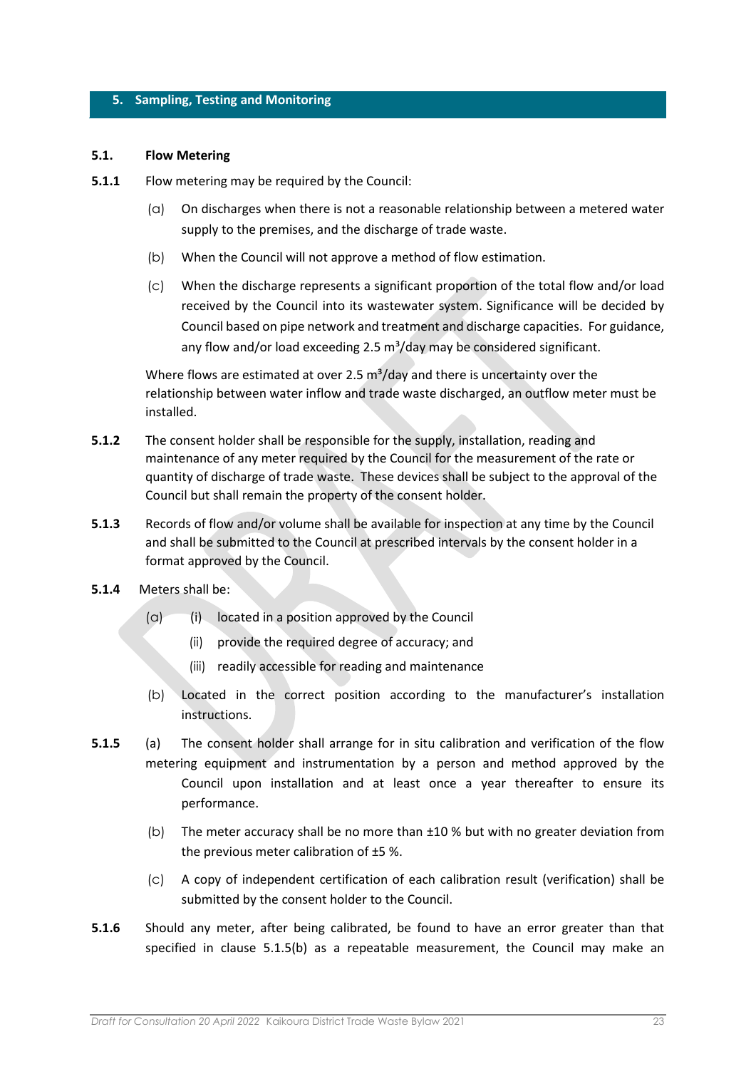## 5. Sampling, Testing and Monitoring

### 5.1. Flow Metering

**5.1.1** Flow metering may be required by the Council:

(a) On discharges when there is not a reasonable relationship between a metered water supply to the premises, and the discharge of trade waste.

(b) When the Council will not approve a method of flow estimation.

(c) When the discharge represents a significant proportion of the total flow and/or load received by the Council into its wastewater system. Significance will be decided by Council based on pipe network and treatment and discharge capacities. For guidance, any flow and/or load exceeding 2.5 $m^3$/day may be considered significant.

Where flows are estimated at over 2.5 $m^3$/day and there is uncertainty over the relationship between water inflow and trade waste discharged, an outflow meter must be installed.

**5.1.2** The consent holder shall be responsible for the supply, installation, reading and maintenance of any meter required by the Council for the measurement of the rate or quantity of discharge of trade waste. These devices shall be subject to the approval of the Council but shall remain the property of the consent holder.

**5.1.3** Records of flow and/or volume shall be available for inspection at any time by the Council and shall be submitted to the Council at prescribed intervals by the consent holder in a format approved by the Council.

**5.1.4** Meters shall be:

(a) (i) located in a position approved by the Council

(ii) provide the required degree of accuracy; and

(iii) readily accessible for reading and maintenance

(b) Located in the correct position according to the manufacturer's installation instructions.

**5.1.5** (a) The consent holder shall arrange for in situ calibration and verification of the flow metering equipment and instrumentation by a person and method approved by the Council upon installation and at least once a year thereafter to ensure its performance.

(b) The meter accuracy shall be no more than ±10 % but with no greater deviation from the previous meter calibration of ±5 %.

(c) A copy of independent certification of each calibration result (verification) shall be submitted by the consent holder to the Council.

**5.1.6** Should any meter, after being calibrated, be found to have an error greater than that specified in clause 5.1.5(b) as a repeatable measurement, the Council may make an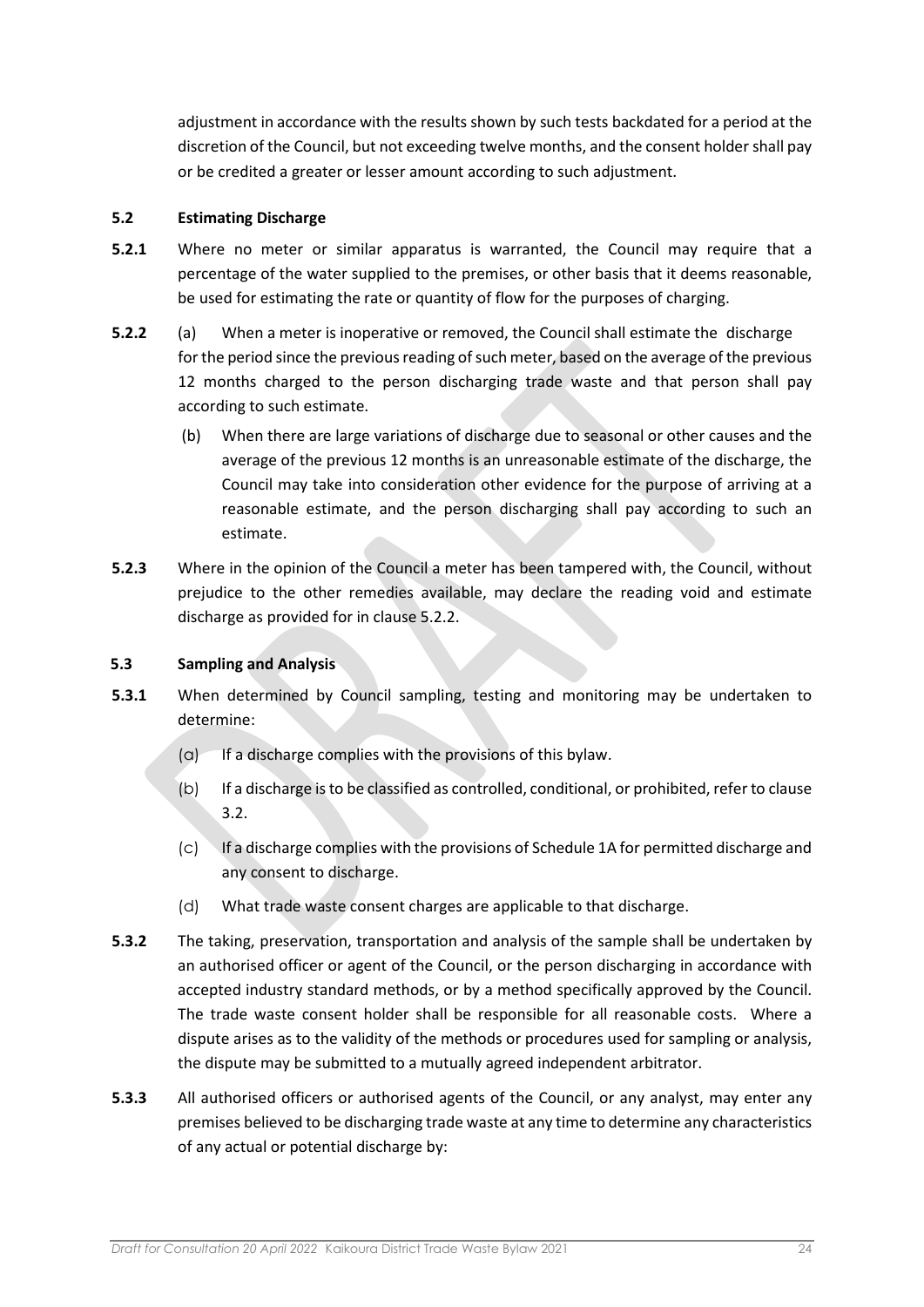adjustment in accordance with the results shown by such tests backdated for a period at the discretion of the Council, but not exceeding twelve months, and the consent holder shall pay or be credited a greater or lesser amount according to such adjustment.

### 5.2 Estimating Discharge

**5.2.1** Where no meter or similar apparatus is warranted, the Council may require that a percentage of the water supplied to the premises, or other basis that it deems reasonable, be used for estimating the rate or quantity of flow for the purposes of charging.

**5.2.2** (a) When a meter is inoperative or removed, the Council shall estimate the discharge for the period since the previous reading of such meter, based on the average of the previous 12 months charged to the person discharging trade waste and that person shall pay according to such estimate.

(b) When there are large variations of discharge due to seasonal or other causes and the average of the previous 12 months is an unreasonable estimate of the discharge, the Council may take into consideration other evidence for the purpose of arriving at a reasonable estimate, and the person discharging shall pay according to such an estimate.

**5.2.3** Where in the opinion of the Council a meter has been tampered with, the Council, without prejudice to the other remedies available, may declare the reading void and estimate discharge as provided for in clause 5.2.2.

### 5.3 Sampling and Analysis

**5.3.1** When determined by Council sampling, testing and monitoring may be undertaken to determine:

(a) If a discharge complies with the provisions of this bylaw.

(b) If a discharge is to be classified as controlled, conditional, or prohibited, refer to clause 3.2.

(c) If a discharge complies with the provisions of Schedule 1A for permitted discharge and any consent to discharge.

(d) What trade waste consent charges are applicable to that discharge.

**5.3.2** The taking, preservation, transportation and analysis of the sample shall be undertaken by an authorised officer or agent of the Council, or the person discharging in accordance with accepted industry standard methods, or by a method specifically approved by the Council. The trade waste consent holder shall be responsible for all reasonable costs. Where a dispute arises as to the validity of the methods or procedures used for sampling or analysis, the dispute may be submitted to a mutually agreed independent arbitrator.

**5.3.3** All authorised officers or authorised agents of the Council, or any analyst, may enter any premises believed to be discharging trade waste at any time to determine any characteristics of any actual or potential discharge by: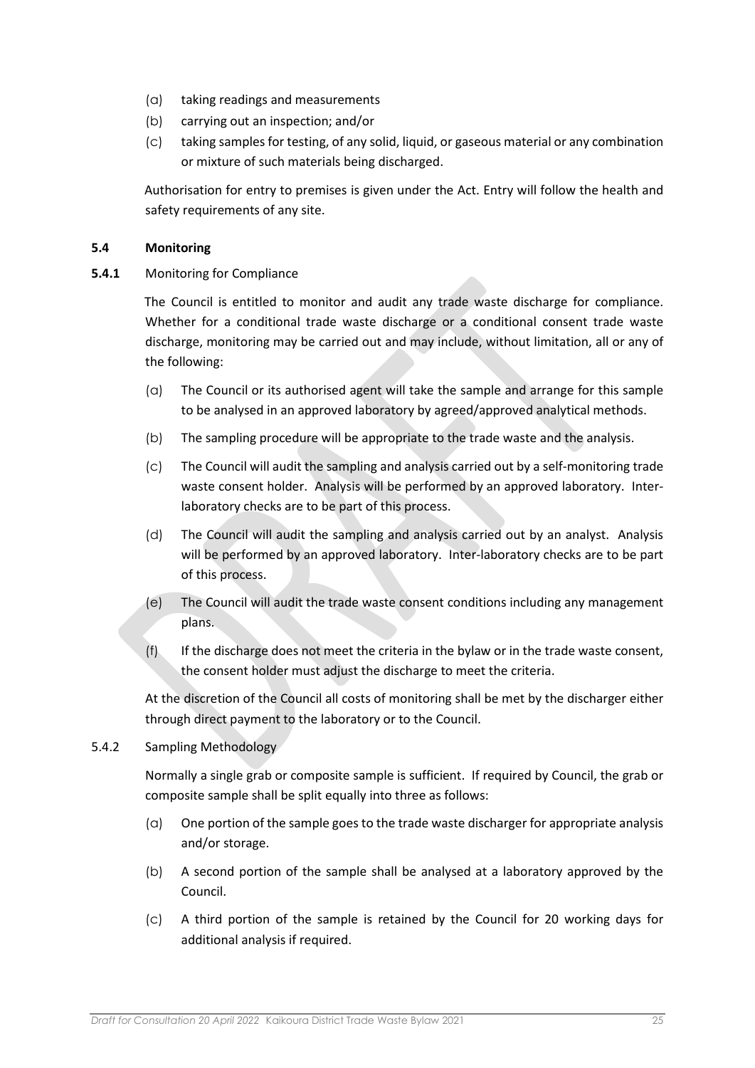(a) taking readings and measurements

(b) carrying out an inspection; and/or

(c) taking samples for testing, of any solid, liquid, or gaseous material or any combination or mixture of such materials being discharged.

Authorisation for entry to premises is given under the Act. Entry will follow the health and safety requirements of any site.

**5.4 Monitoring**

**5.4.1** Monitoring for Compliance

The Council is entitled to monitor and audit any trade waste discharge for compliance. Whether for a conditional trade waste discharge or a conditional consent trade waste discharge, monitoring may be carried out and may include, without limitation, all or any of the following:

(a) The Council or its authorised agent will take the sample and arrange for this sample to be analysed in an approved laboratory by agreed/approved analytical methods.

(b) The sampling procedure will be appropriate to the trade waste and the analysis.

(c) The Council will audit the sampling and analysis carried out by a self-monitoring trade waste consent holder. Analysis will be performed by an approved laboratory. Inter-laboratory checks are to be part of this process.

(d) The Council will audit the sampling and analysis carried out by an analyst. Analysis will be performed by an approved laboratory. Inter-laboratory checks are to be part of this process.

(e) The Council will audit the trade waste consent conditions including any management plans.

(f) If the discharge does not meet the criteria in the bylaw or in the trade waste consent, the consent holder must adjust the discharge to meet the criteria.

At the discretion of the Council all costs of monitoring shall be met by the discharger either through direct payment to the laboratory or to the Council.

5.4.2 Sampling Methodology

Normally a single grab or composite sample is sufficient. If required by Council, the grab or composite sample shall be split equally into three as follows:

(a) One portion of the sample goes to the trade waste discharger for appropriate analysis and/or storage.

(b) A second portion of the sample shall be analysed at a laboratory approved by the Council.

(c) A third portion of the sample is retained by the Council for 20 working days for additional analysis if required.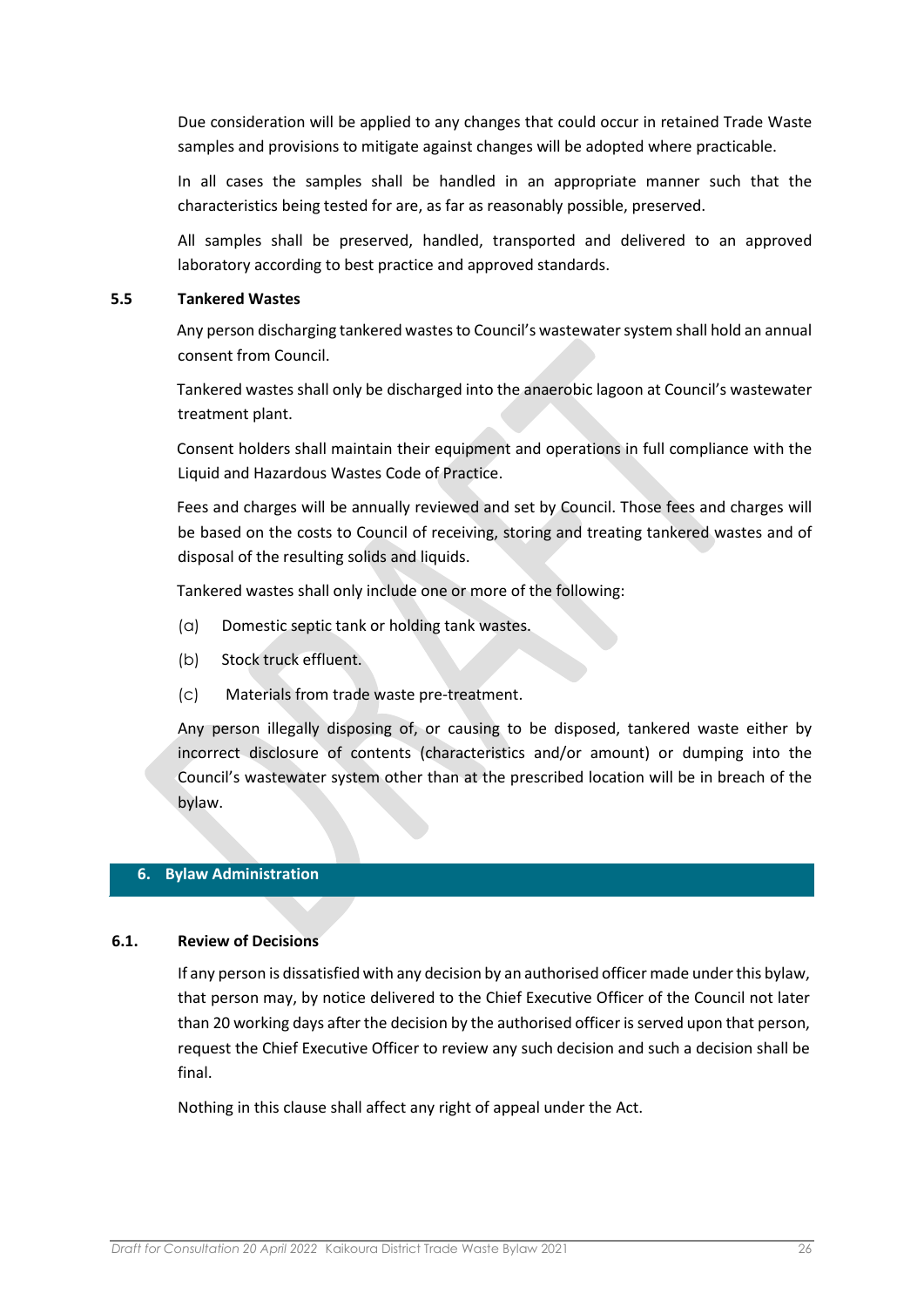Due consideration will be applied to any changes that could occur in retained Trade Waste samples and provisions to mitigate against changes will be adopted where practicable.

In all cases the samples shall be handled in an appropriate manner such that the characteristics being tested for are, as far as reasonably possible, preserved.

All samples shall be preserved, handled, transported and delivered to an approved laboratory according to best practice and approved standards.

### 5.5 Tankered Wastes

Any person discharging tankered wastes to Council's wastewater system shall hold an annual consent from Council.

Tankered wastes shall only be discharged into the anaerobic lagoon at Council's wastewater treatment plant.

Consent holders shall maintain their equipment and operations in full compliance with the Liquid and Hazardous Wastes Code of Practice.

Fees and charges will be annually reviewed and set by Council. Those fees and charges will be based on the costs to Council of receiving, storing and treating tankered wastes and of disposal of the resulting solids and liquids.

Tankered wastes shall only include one or more of the following:

(a) Domestic septic tank or holding tank wastes.

(b) Stock truck effluent.

(c) Materials from trade waste pre-treatment.

Any person illegally disposing of, or causing to be disposed, tankered waste either by incorrect disclosure of contents (characteristics and/or amount) or dumping into the Council's wastewater system other than at the prescribed location will be in breach of the bylaw.

## 6. Bylaw Administration

### 6.1. Review of Decisions

If any person is dissatisfied with any decision by an authorised officer made under this bylaw, that person may, by notice delivered to the Chief Executive Officer of the Council not later than 20 working days after the decision by the authorised officer is served upon that person, request the Chief Executive Officer to review any such decision and such a decision shall be final.

Nothing in this clause shall affect any right of appeal under the Act.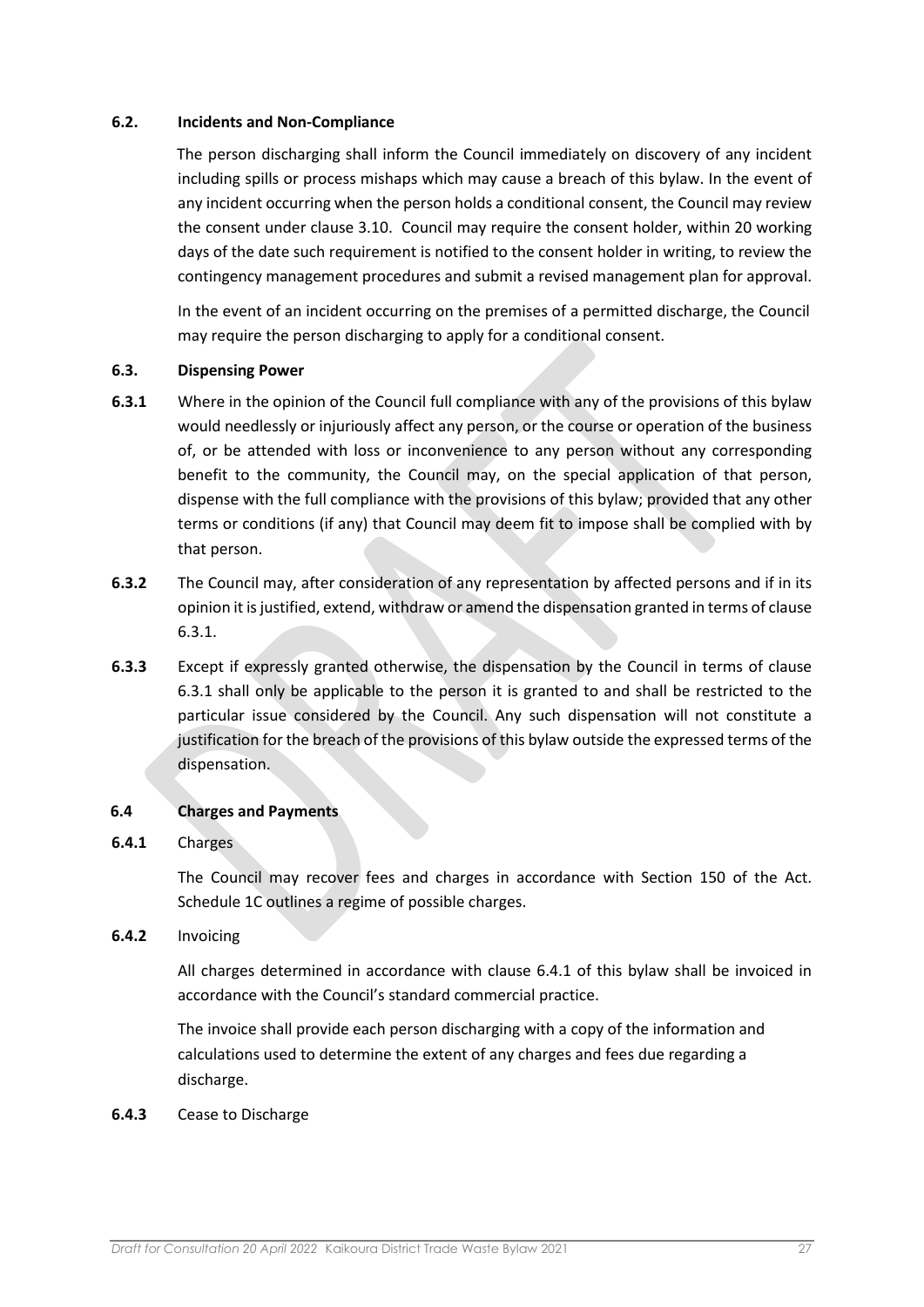### 6.2. Incidents and Non-Compliance

The person discharging shall inform the Council immediately on discovery of any incident including spills or process mishaps which may cause a breach of this bylaw. In the event of any incident occurring when the person holds a conditional consent, the Council may review the consent under clause 3.10. Council may require the consent holder, within 20 working days of the date such requirement is notified to the consent holder in writing, to review the contingency management procedures and submit a revised management plan for approval.

In the event of an incident occurring on the premises of a permitted discharge, the Council may require the person discharging to apply for a conditional consent.

### 6.3. Dispensing Power

**6.3.1** Where in the opinion of the Council full compliance with any of the provisions of this bylaw would needlessly or injuriously affect any person, or the course or operation of the business of, or be attended with loss or inconvenience to any person without any corresponding benefit to the community, the Council may, on the special application of that person, dispense with the full compliance with the provisions of this bylaw; provided that any other terms or conditions (if any) that Council may deem fit to impose shall be complied with by that person.

**6.3.2** The Council may, after consideration of any representation by affected persons and if in its opinion it is justified, extend, withdraw or amend the dispensation granted in terms of clause 6.3.1.

**6.3.3** Except if expressly granted otherwise, the dispensation by the Council in terms of clause 6.3.1 shall only be applicable to the person it is granted to and shall be restricted to the particular issue considered by the Council. Any such dispensation will not constitute a justification for the breach of the provisions of this bylaw outside the expressed terms of the dispensation.

### 6.4 Charges and Payments

**6.4.1** Charges

The Council may recover fees and charges in accordance with Section 150 of the Act. Schedule 1C outlines a regime of possible charges.

**6.4.2** Invoicing

All charges determined in accordance with clause 6.4.1 of this bylaw shall be invoiced in accordance with the Council's standard commercial practice.

The invoice shall provide each person discharging with a copy of the information and calculations used to determine the extent of any charges and fees due regarding a discharge.

**6.4.3** Cease to Discharge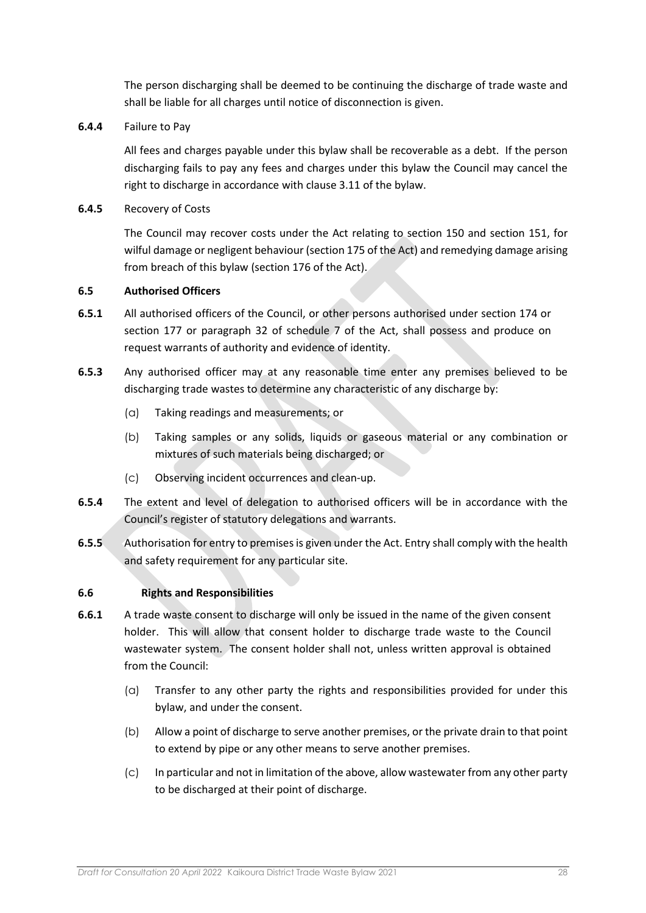The person discharging shall be deemed to be continuing the discharge of trade waste and shall be liable for all charges until notice of disconnection is given.

**6.4.4** Failure to Pay

All fees and charges payable under this bylaw shall be recoverable as a debt. If the person discharging fails to pay any fees and charges under this bylaw the Council may cancel the right to discharge in accordance with clause 3.11 of the bylaw.

**6.4.5** Recovery of Costs

The Council may recover costs under the Act relating to section 150 and section 151, for wilful damage or negligent behaviour (section 175 of the Act) and remedying damage arising from breach of this bylaw (section 176 of the Act).

### 6.5 Authorised Officers

**6.5.1** All authorised officers of the Council, or other persons authorised under section 174 or section 177 or paragraph 32 of schedule 7 of the Act, shall possess and produce on request warrants of authority and evidence of identity.

**6.5.3** Any authorised officer may at any reasonable time enter any premises believed to be discharging trade wastes to determine any characteristic of any discharge by:

(a) Taking readings and measurements; or

(b) Taking samples or any solids, liquids or gaseous material or any combination or mixtures of such materials being discharged; or

(c) Observing incident occurrences and clean-up.

**6.5.4** The extent and level of delegation to authorised officers will be in accordance with the Council's register of statutory delegations and warrants.

**6.5.5** Authorisation for entry to premises is given under the Act. Entry shall comply with the health and safety requirement for any particular site.

### 6.6 Rights and Responsibilities

**6.6.1** A trade waste consent to discharge will only be issued in the name of the given consent holder. This will allow that consent holder to discharge trade waste to the Council wastewater system. The consent holder shall not, unless written approval is obtained from the Council:

(a) Transfer to any other party the rights and responsibilities provided for under this bylaw, and under the consent.

(b) Allow a point of discharge to serve another premises, or the private drain to that point to extend by pipe or any other means to serve another premises.

(c) In particular and not in limitation of the above, allow wastewater from any other party to be discharged at their point of discharge.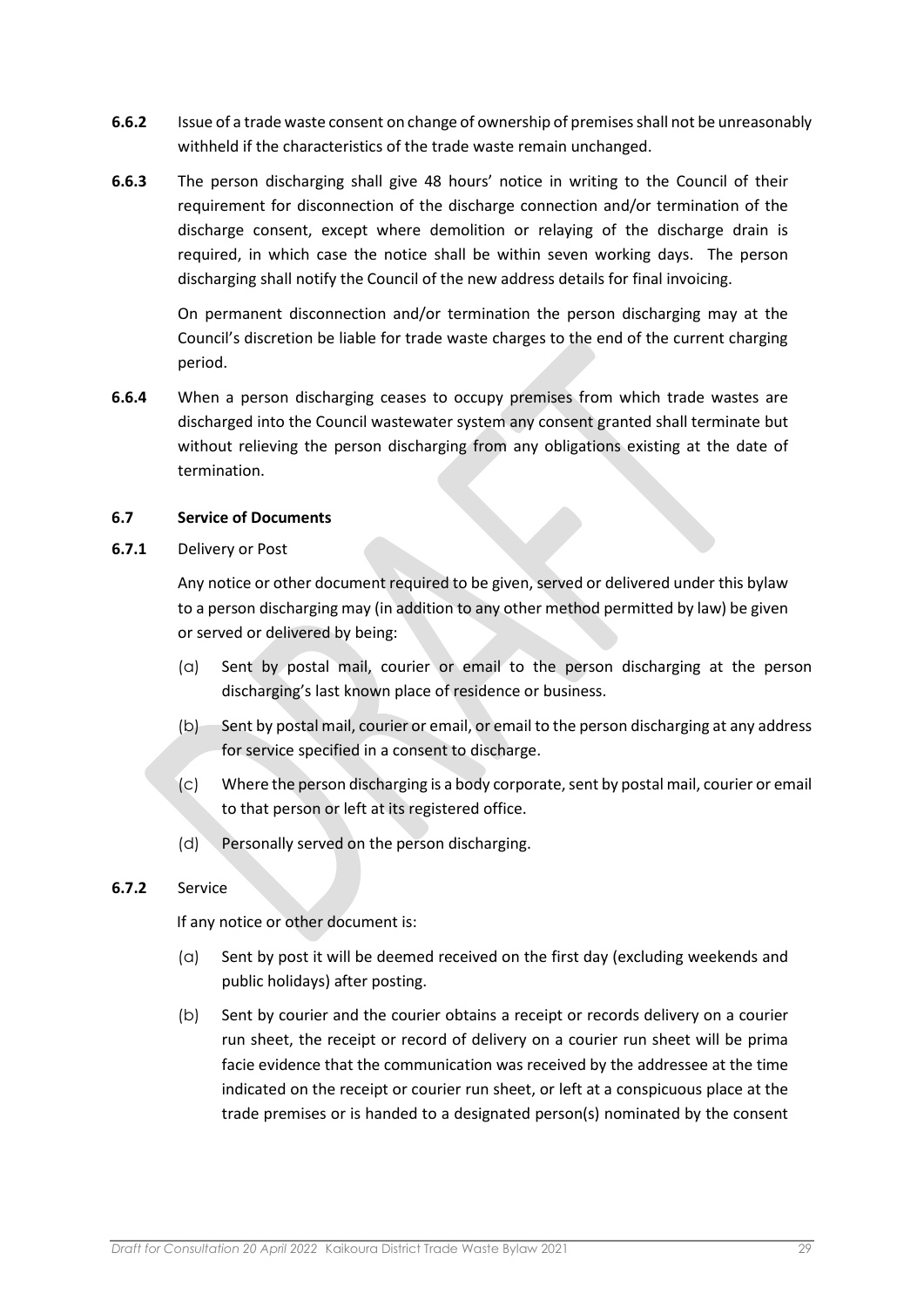**6.6.2** Issue of a trade waste consent on change of ownership of premises shall not be unreasonably withheld if the characteristics of the trade waste remain unchanged.

**6.6.3** The person discharging shall give 48 hours' notice in writing to the Council of their requirement for disconnection of the discharge connection and/or termination of the discharge consent, except where demolition or relaying of the discharge drain is required, in which case the notice shall be within seven working days. The person discharging shall notify the Council of the new address details for final invoicing.

On permanent disconnection and/or termination the person discharging may at the Council's discretion be liable for trade waste charges to the end of the current charging period.

**6.6.4** When a person discharging ceases to occupy premises from which trade wastes are discharged into the Council wastewater system any consent granted shall terminate but without relieving the person discharging from any obligations existing at the date of termination.

### 6.7 Service of Documents

**6.7.1** Delivery or Post

Any notice or other document required to be given, served or delivered under this bylaw to a person discharging may (in addition to any other method permitted by law) be given or served or delivered by being:

(a) Sent by postal mail, courier or email to the person discharging at the person discharging's last known place of residence or business.

(b) Sent by postal mail, courier or email, or email to the person discharging at any address for service specified in a consent to discharge.

(c) Where the person discharging is a body corporate, sent by postal mail, courier or email to that person or left at its registered office.

(d) Personally served on the person discharging.

**6.7.2** Service

If any notice or other document is:

(a) Sent by post it will be deemed received on the first day (excluding weekends and public holidays) after posting.

(b) Sent by courier and the courier obtains a receipt or records delivery on a courier run sheet, the receipt or record of delivery on a courier run sheet will be prima facie evidence that the communication was received by the addressee at the time indicated on the receipt or courier run sheet, or left at a conspicuous place at the trade premises or is handed to a designated person(s) nominated by the consent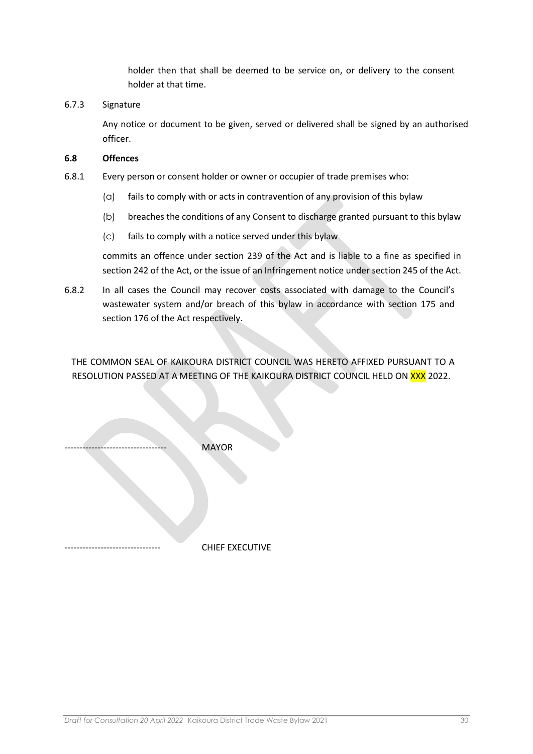holder then that shall be deemed to be service on, or delivery to the consent holder at that time.

6.7.3 Signature

Any notice or document to be given, served or delivered shall be signed by an authorised officer.

**6.8 Offences**

6.8.1 Every person or consent holder or owner or occupier of trade premises who:

(a) fails to comply with or acts in contravention of any provision of this bylaw

(b) breaches the conditions of any Consent to discharge granted pursuant to this bylaw

(c) fails to comply with a notice served under this bylaw

commits an offence under section 239 of the Act and is liable to a fine as specified in section 242 of the Act, or the issue of an Infringement notice under section 245 of the Act.

6.8.2 In all cases the Council may recover costs associated with damage to the Council's wastewater system and/or breach of this bylaw in accordance with section 175 and section 176 of the Act respectively.

THE COMMON SEAL OF KAIKOURA DISTRICT COUNCIL WAS HERETO AFFIXED PURSUANT TO A RESOLUTION PASSED AT A MEETING OF THE KAIKOURA DISTRICT COUNCIL HELD ON XXX 2022.

---------------------------------- MAYOR

-------------------------------- CHIEF EXECUTIVE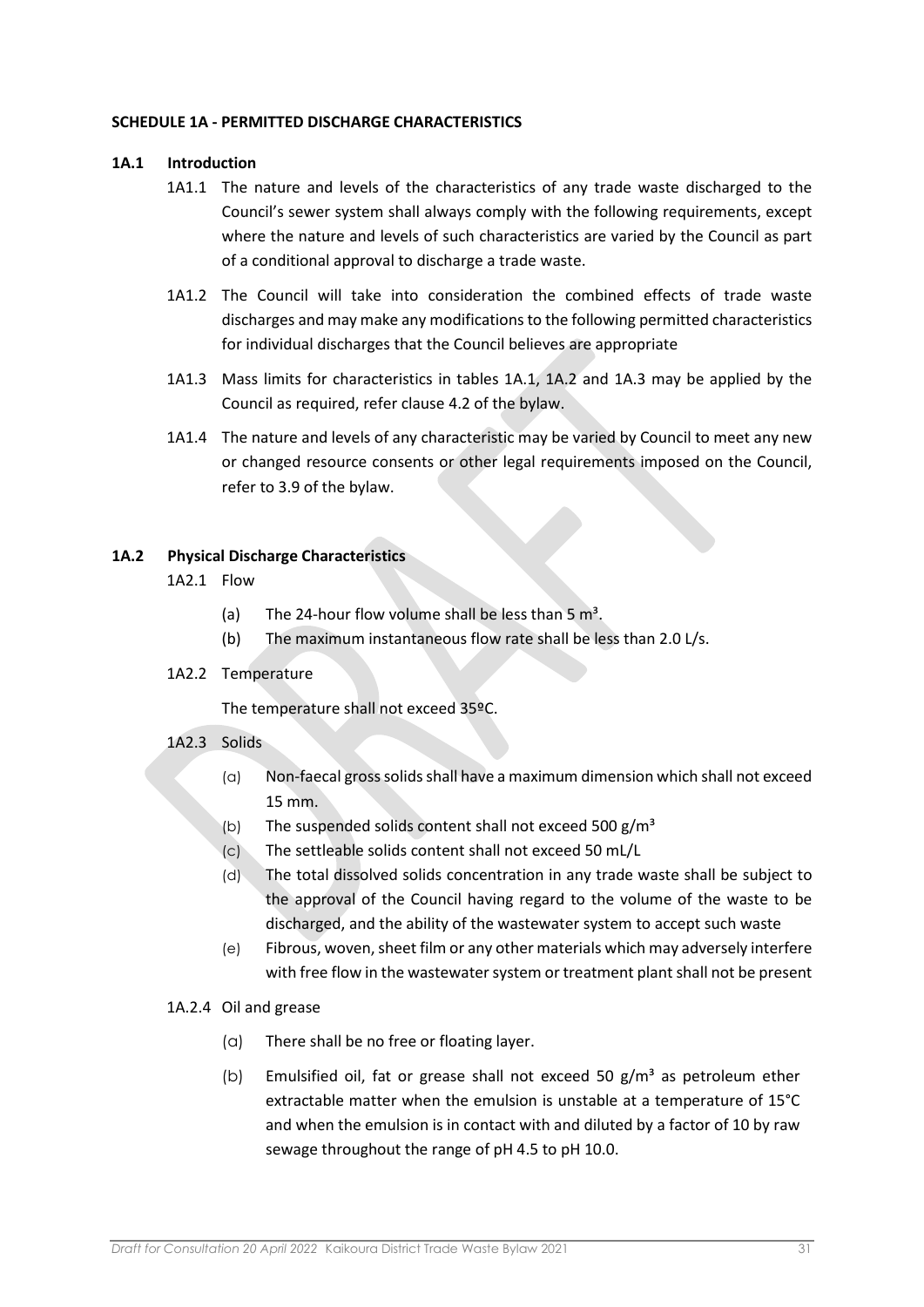**SCHEDULE 1A - PERMITTED DISCHARGE CHARACTERISTICS**

**1A.1 Introduction**

1A1.1 The nature and levels of the characteristics of any trade waste discharged to the Council's sewer system shall always comply with the following requirements, except where the nature and levels of such characteristics are varied by the Council as part of a conditional approval to discharge a trade waste.

1A1.2 The Council will take into consideration the combined effects of trade waste discharges and may make any modifications to the following permitted characteristics for individual discharges that the Council believes are appropriate

1A1.3 Mass limits for characteristics in tables 1A.1, 1A.2 and 1A.3 may be applied by the Council as required, refer clause 4.2 of the bylaw.

1A1.4 The nature and levels of any characteristic may be varied by Council to meet any new or changed resource consents or other legal requirements imposed on the Council, refer to 3.9 of the bylaw.

**1A.2 Physical Discharge Characteristics**

1A2.1 Flow

(a) The 24-hour flow volume shall be less than 5 m³.

(b) The maximum instantaneous flow rate shall be less than 2.0 L/s.

1A2.2 Temperature

The temperature shall not exceed 35ºC.

1A2.3 Solids

(a) Non-faecal gross solids shall have a maximum dimension which shall not exceed 15 mm.

(b) The suspended solids content shall not exceed 500 g/m³

(c) The settleable solids content shall not exceed 50 mL/L

(d) The total dissolved solids concentration in any trade waste shall be subject to the approval of the Council having regard to the volume of the waste to be discharged, and the ability of the wastewater system to accept such waste

(e) Fibrous, woven, sheet film or any other materials which may adversely interfere with free flow in the wastewater system or treatment plant shall not be present

1A.2.4 Oil and grease

(a) There shall be no free or floating layer.

(b) Emulsified oil, fat or grease shall not exceed 50 g/m³ as petroleum ether extractable matter when the emulsion is unstable at a temperature of 15°C and when the emulsion is in contact with and diluted by a factor of 10 by raw sewage throughout the range of pH 4.5 to pH 10.0.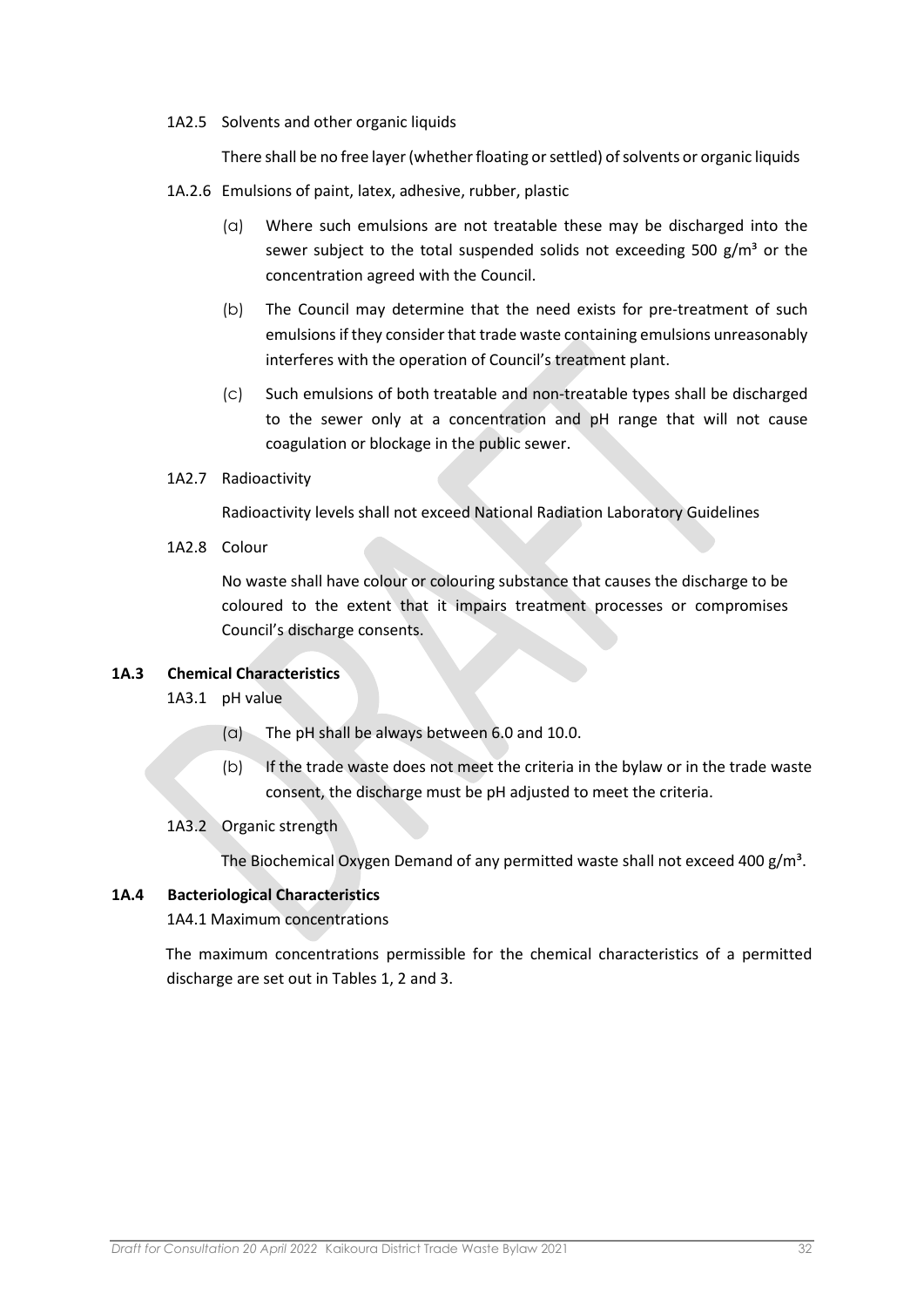1A2.5 Solvents and other organic liquids

There shall be no free layer (whether floating or settled) of solvents or organic liquids

1A.2.6 Emulsions of paint, latex, adhesive, rubber, plastic

(a) Where such emulsions are not treatable these may be discharged into the sewer subject to the total suspended solids not exceeding 500 g/m³ or the concentration agreed with the Council.

(b) The Council may determine that the need exists for pre-treatment of such emulsions if they consider that trade waste containing emulsions unreasonably interferes with the operation of Council's treatment plant.

(c) Such emulsions of both treatable and non-treatable types shall be discharged to the sewer only at a concentration and pH range that will not cause coagulation or blockage in the public sewer.

1A2.7 Radioactivity

Radioactivity levels shall not exceed National Radiation Laboratory Guidelines

1A2.8 Colour

No waste shall have colour or colouring substance that causes the discharge to be coloured to the extent that it impairs treatment processes or compromises Council's discharge consents.

**1A.3 Chemical Characteristics**

1A3.1 pH value

(a) The pH shall be always between 6.0 and 10.0.

(b) If the trade waste does not meet the criteria in the bylaw or in the trade waste consent, the discharge must be pH adjusted to meet the criteria.

1A3.2 Organic strength

The Biochemical Oxygen Demand of any permitted waste shall not exceed 400 g/m³.

**1A.4 Bacteriological Characteristics**

1A4.1 Maximum concentrations

The maximum concentrations permissible for the chemical characteristics of a permitted discharge are set out in Tables 1, 2 and 3.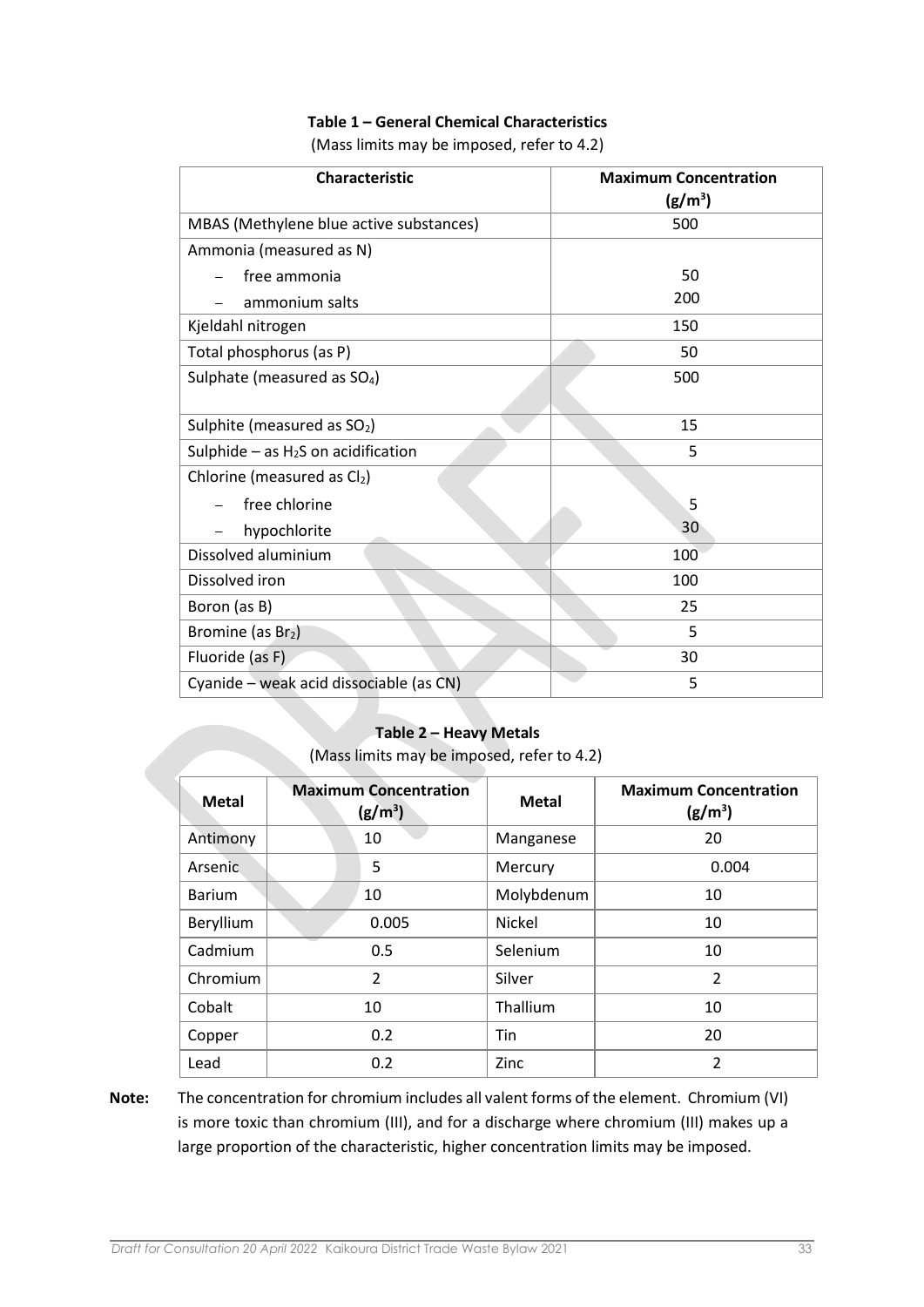**Table 1 – General Chemical Characteristics**

(Mass limits may be imposed, refer to 4.2)

| Characteristic | Maximum Concentration ($g/m^3$) |
|---|---|
| MBAS (Methylene blue active substances) | 500 |
| Ammonia (measured as N) | |
| – free ammonia | 50 |
| – ammonium salts | 200 |
| Kjeldahl nitrogen | 150 |
| Total phosphorus (as P) | 50 |
| Sulphate (measured as $SO_4$) | 500 |
| Sulphite (measured as $SO_2$) | 15 |
| Sulphide – as $H_2S$ on acidification | 5 |
| Chlorine (measured as $Cl_2$) | |
| – free chlorine | 5 |
| – hypochlorite | 30 |
| Dissolved aluminium | 100 |
| Dissolved iron | 100 |
| Boron (as B) | 25 |
| Bromine (as $Br_2$) | 5 |
| Fluoride (as F) | 30 |
| Cyanide – weak acid dissociable (as CN) | 5 |

**Table 2 – Heavy Metals**

(Mass limits may be imposed, refer to 4.2)

| Metal | Maximum Concentration ($g/m^3$) | Metal | Maximum Concentration ($g/m^3$) |
|---|---|---|---|
| Antimony | 10 | Manganese | 20 |
| Arsenic | 5 | Mercury | 0.004 |
| Barium | 10 | Molybdenum | 10 |
| Beryllium | 0.005 | Nickel | 10 |
| Cadmium | 0.5 | Selenium | 10 |
| Chromium | 2 | Silver | 2 |
| Cobalt | 10 | Thallium | 10 |
| Copper | 0.2 | Tin | 20 |
| Lead | 0.2 | Zinc | 2 |

**Note:** The concentration for chromium includes all valent forms of the element. Chromium (VI) is more toxic than chromium (III), and for a discharge where chromium (III) makes up a large proportion of the characteristic, higher concentration limits may be imposed.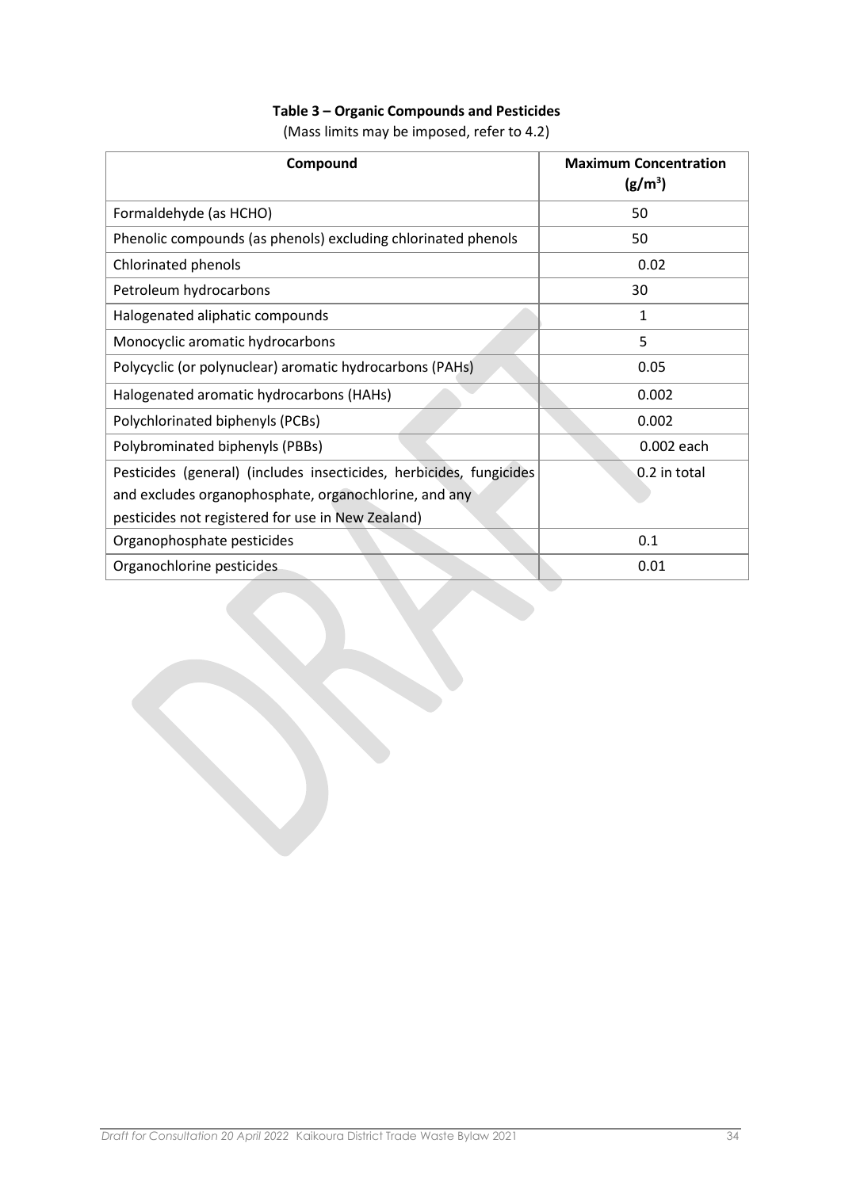**Table 3 – Organic Compounds and Pesticides**

(Mass limits may be imposed, refer to 4.2)

| Compound | Maximum Concentration ($g/m^3$) |
|---|---|
| Formaldehyde (as HCHO) | 50 |
| Phenolic compounds (as phenols) excluding chlorinated phenols | 50 |
| Chlorinated phenols | 0.02 |
| Petroleum hydrocarbons | 30 |
| Halogenated aliphatic compounds | 1 |
| Monocyclic aromatic hydrocarbons | 5 |
| Polycyclic (or polynuclear) aromatic hydrocarbons (PAHs) | 0.05 |
| Halogenated aromatic hydrocarbons (HAHs) | 0.002 |
| Polychlorinated biphenyls (PCBs) | 0.002 |
| Polybrominated biphenyls (PBBs) | 0.002 each |
| Pesticides (general) (includes insecticides, herbicides, fungicides and excludes organophosphate, organochlorine, and any pesticides not registered for use in New Zealand) | 0.2 in total |
| Organophosphate pesticides | 0.1 |
| Organochlorine pesticides | 0.01 |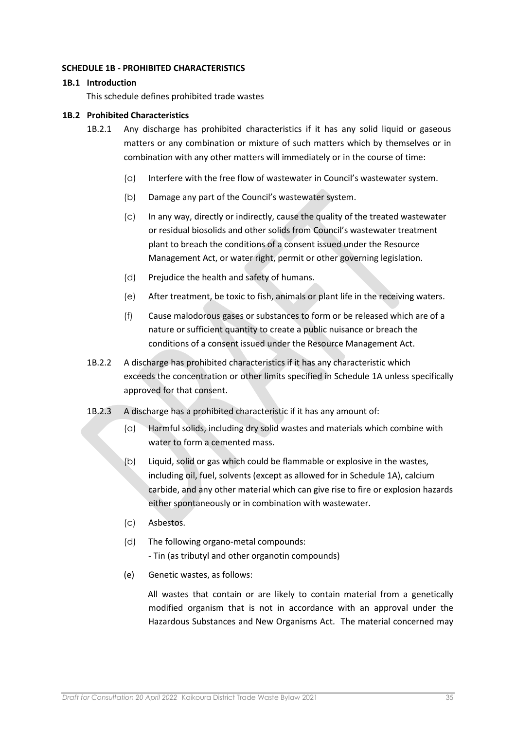**SCHEDULE 1B - PROHIBITED CHARACTERISTICS**

**1B.1 Introduction**

This schedule defines prohibited trade wastes

**1B.2 Prohibited Characteristics**

1B.2.1 Any discharge has prohibited characteristics if it has any solid liquid or gaseous matters or any combination or mixture of such matters which by themselves or in combination with any other matters will immediately or in the course of time:

(a) Interfere with the free flow of wastewater in Council's wastewater system.

(b) Damage any part of the Council's wastewater system.

(c) In any way, directly or indirectly, cause the quality of the treated wastewater or residual biosolids and other solids from Council's wastewater treatment plant to breach the conditions of a consent issued under the Resource Management Act, or water right, permit or other governing legislation.

(d) Prejudice the health and safety of humans.

(e) After treatment, be toxic to fish, animals or plant life in the receiving waters.

(f) Cause malodorous gases or substances to form or be released which are of a nature or sufficient quantity to create a public nuisance or breach the conditions of a consent issued under the Resource Management Act.

1B.2.2 A discharge has prohibited characteristics if it has any characteristic which exceeds the concentration or other limits specified in Schedule 1A unless specifically approved for that consent.

1B.2.3 A discharge has a prohibited characteristic if it has any amount of:

(a) Harmful solids, including dry solid wastes and materials which combine with water to form a cemented mass.

(b) Liquid, solid or gas which could be flammable or explosive in the wastes, including oil, fuel, solvents (except as allowed for in Schedule 1A), calcium carbide, and any other material which can give rise to fire or explosion hazards either spontaneously or in combination with wastewater.

(c) Asbestos.

(d) The following organo-metal compounds:
- Tin (as tributyl and other organotin compounds)

(e) Genetic wastes, as follows:

All wastes that contain or are likely to contain material from a genetically modified organism that is not in accordance with an approval under the Hazardous Substances and New Organisms Act. The material concerned may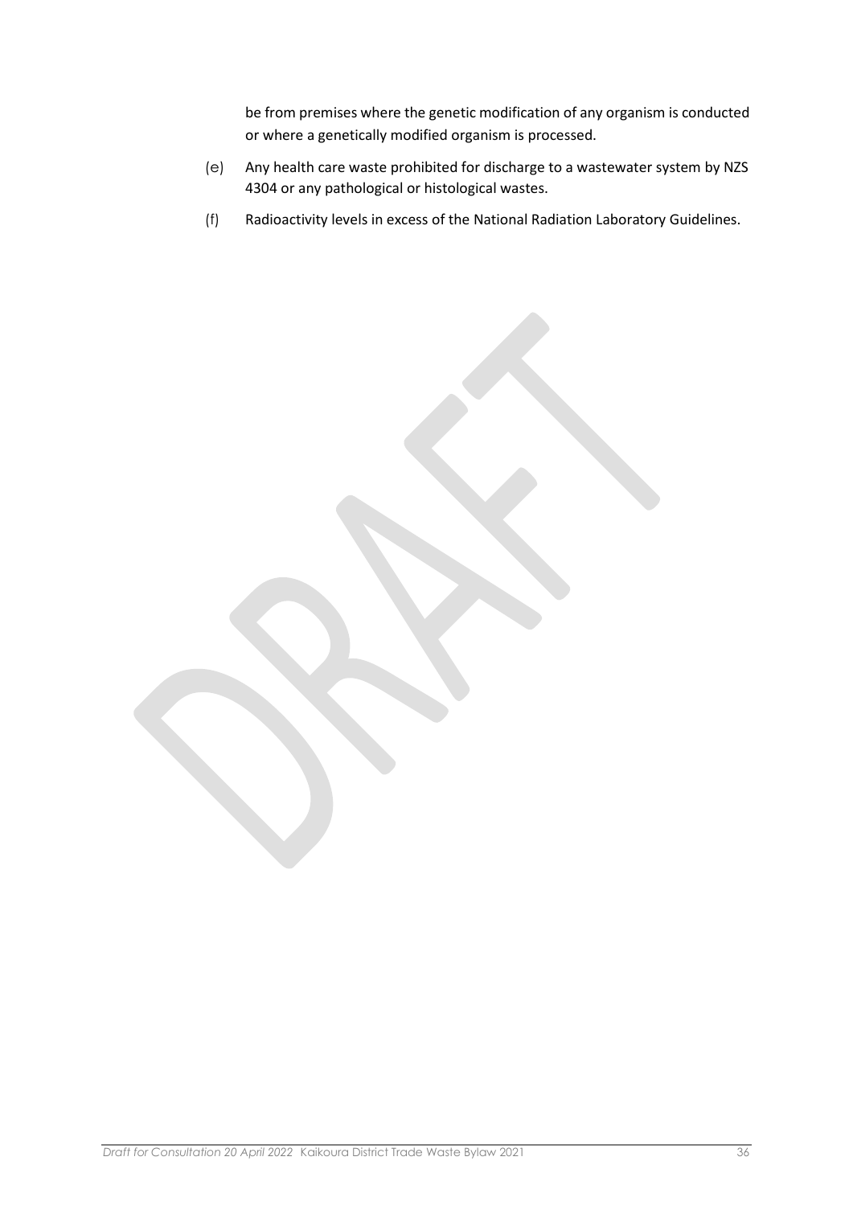be from premises where the genetic modification of any organism is conducted or where a genetically modified organism is processed.

(e) Any health care waste prohibited for discharge to a wastewater system by NZS 4304 or any pathological or histological wastes.

(f) Radioactivity levels in excess of the National Radiation Laboratory Guidelines.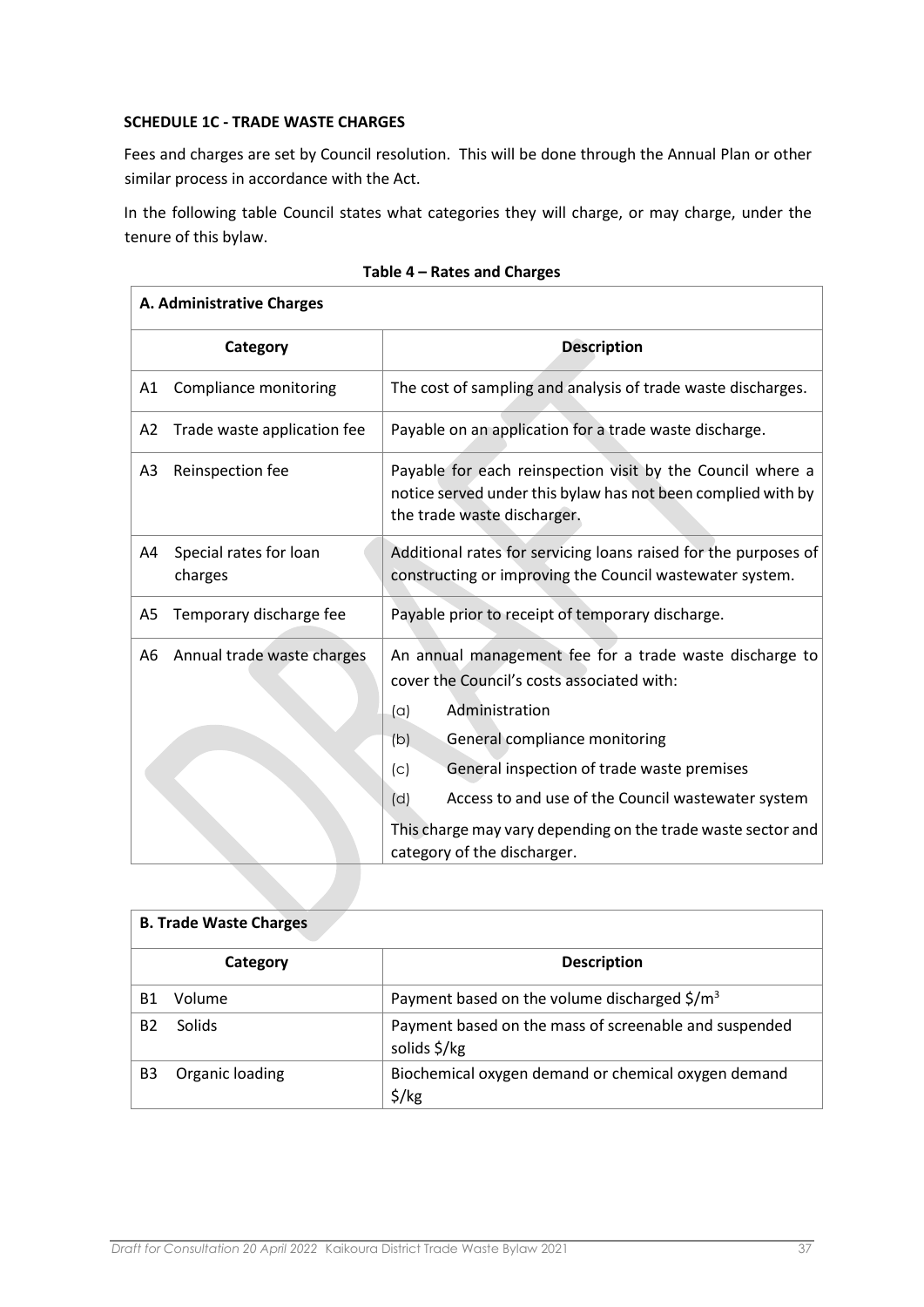**SCHEDULE 1C - TRADE WASTE CHARGES**

Fees and charges are set by Council resolution. This will be done through the Annual Plan or other similar process in accordance with the Act.

In the following table Council states what categories they will charge, or may charge, under the tenure of this bylaw.

**Table 4 – Rates and Charges**

| **A. Administrative Charges** | |
|---|---|
| **Category** | **Description** |
| A1 Compliance monitoring | The cost of sampling and analysis of trade waste discharges. |
| A2 Trade waste application fee | Payable on an application for a trade waste discharge. |
| A3 Reinspection fee | Payable for each reinspection visit by the Council where a notice served under this bylaw has not been complied with by the trade waste discharger. |
| A4 Special rates for loan charges | Additional rates for servicing loans raised for the purposes of constructing or improving the Council wastewater system. |
| A5 Temporary discharge fee | Payable prior to receipt of temporary discharge. |
| A6 Annual trade waste charges | An annual management fee for a trade waste discharge to cover the Council's costs associated with: (a) Administration (b) General compliance monitoring (c) General inspection of trade waste premises (d) Access to and use of the Council wastewater system. This charge may vary depending on the trade waste sector and category of the discharger. |

| **B. Trade Waste Charges** | |
|---|---|
| **Category** | **Description** |
| B1 Volume | Payment based on the volume discharged $/m$^3$ |
| B2 Solids | Payment based on the mass of screenable and suspended solids $/kg |
| B3 Organic loading | Biochemical oxygen demand or chemical oxygen demand $/kg |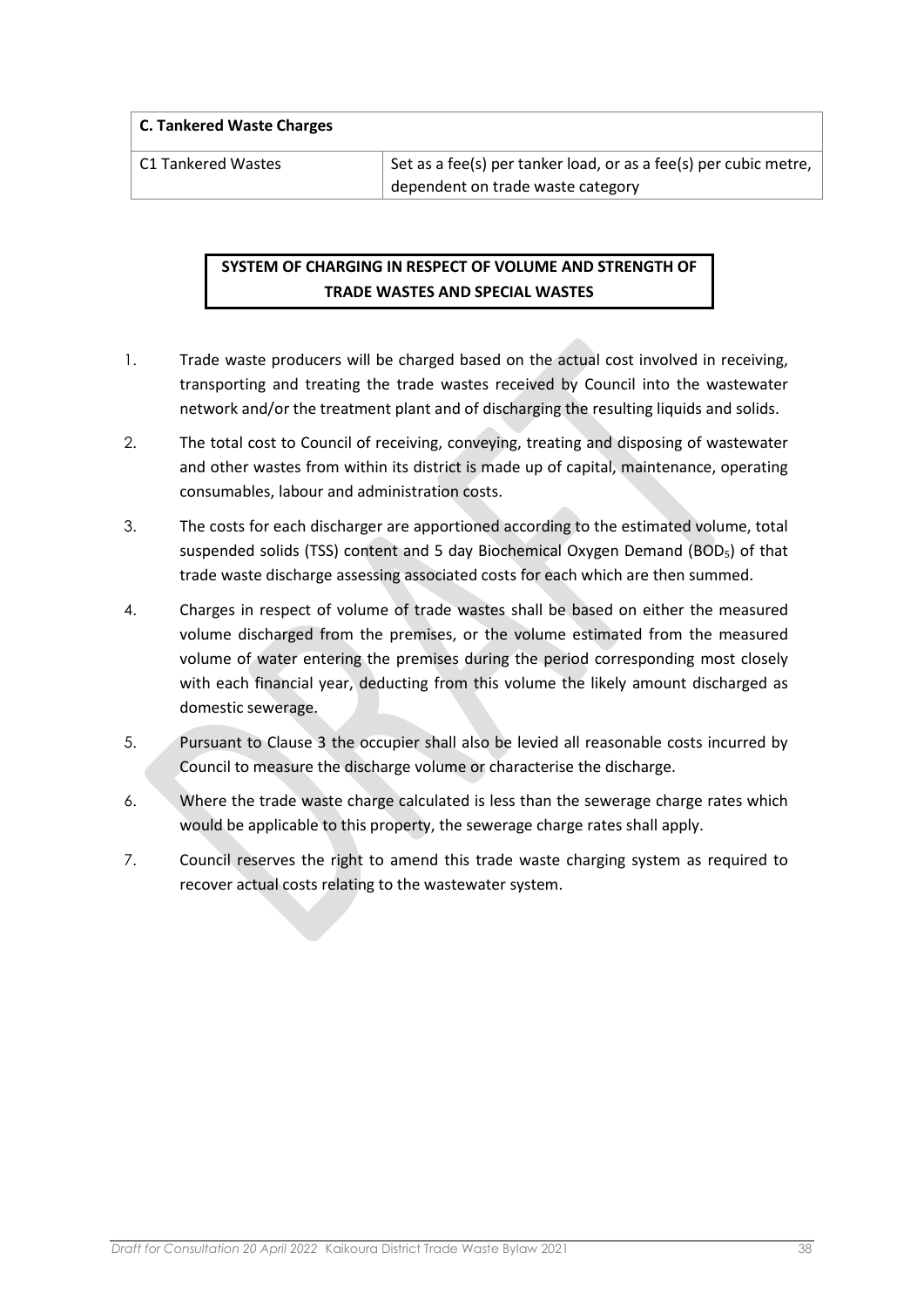| C. Tankered Waste Charges | |
|---|---|
| C1 Tankered Wastes | Set as a fee(s) per tanker load, or as a fee(s) per cubic metre, dependent on trade waste category |

## SYSTEM OF CHARGING IN RESPECT OF VOLUME AND STRENGTH OF TRADE WASTES AND SPECIAL WASTES

1. Trade waste producers will be charged based on the actual cost involved in receiving, transporting and treating the trade wastes received by Council into the wastewater network and/or the treatment plant and of discharging the resulting liquids and solids.
2. The total cost to Council of receiving, conveying, treating and disposing of wastewater and other wastes from within its district is made up of capital, maintenance, operating consumables, labour and administration costs.
3. The costs for each discharger are apportioned according to the estimated volume, total suspended solids (TSS) content and 5 day Biochemical Oxygen Demand ($BOD_5$) of that trade waste discharge assessing associated costs for each which are then summed.
4. Charges in respect of volume of trade wastes shall be based on either the measured volume discharged from the premises, or the volume estimated from the measured volume of water entering the premises during the period corresponding most closely with each financial year, deducting from this volume the likely amount discharged as domestic sewerage.
5. Pursuant to Clause 3 the occupier shall also be levied all reasonable costs incurred by Council to measure the discharge volume or characterise the discharge.
6. Where the trade waste charge calculated is less than the sewerage charge rates which would be applicable to this property, the sewerage charge rates shall apply.
7. Council reserves the right to amend this trade waste charging system as required to recover actual costs relating to the wastewater system.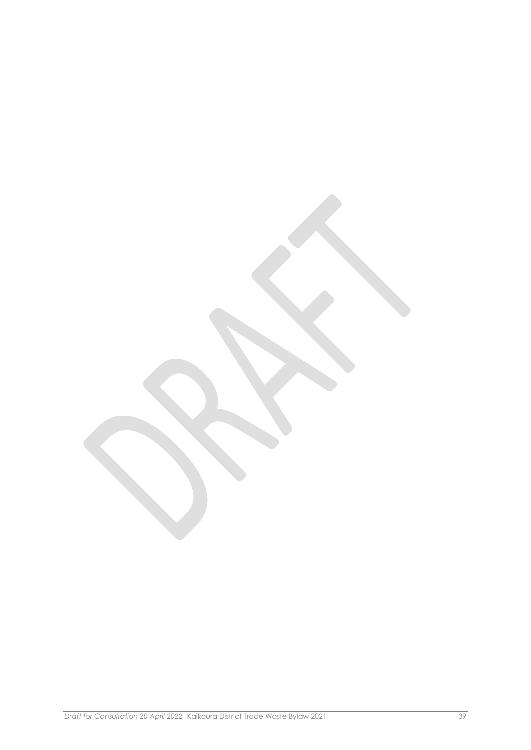DRAFT